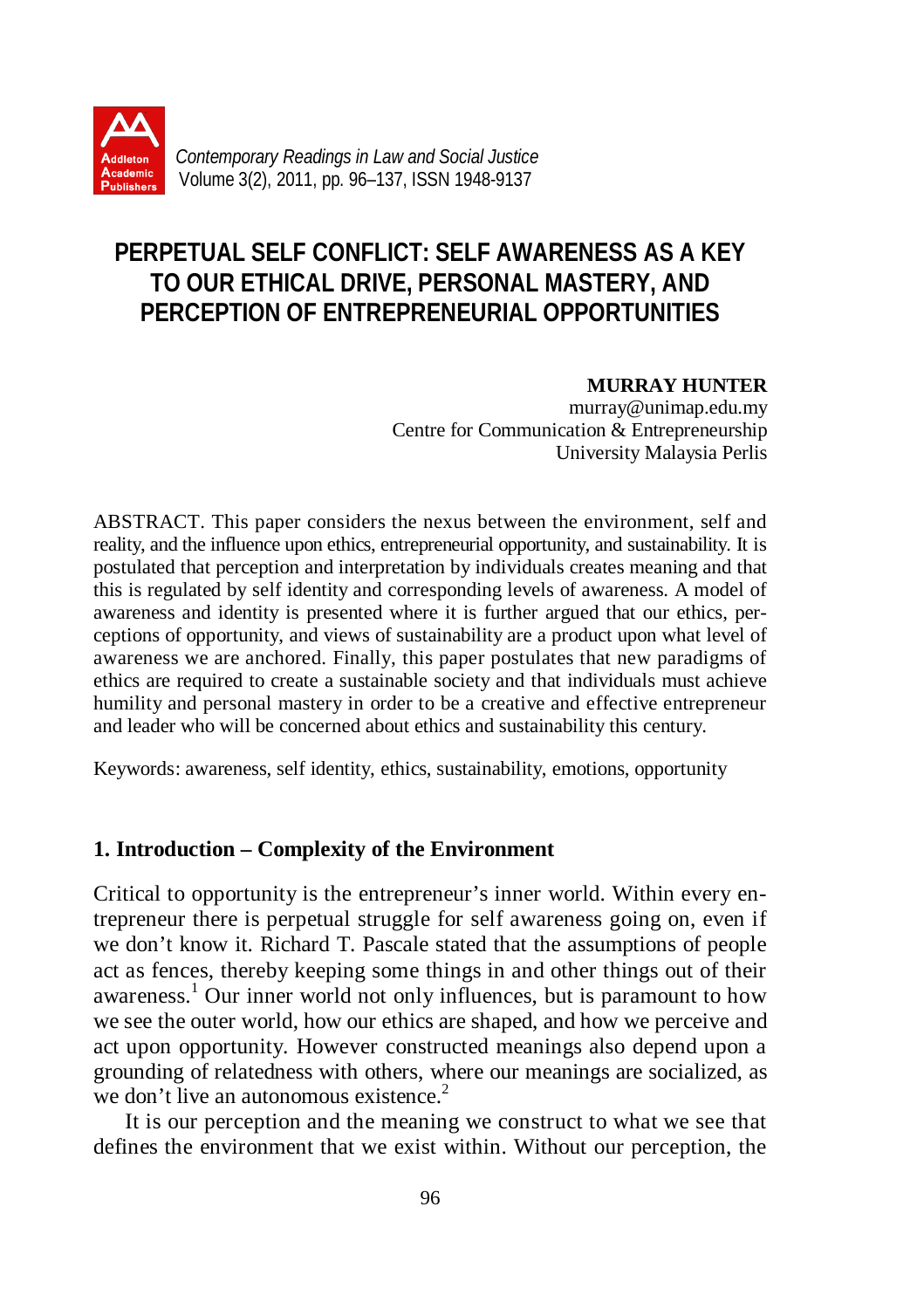*Contemporary Readings in Law and Social Justice*
Volume 3(2), 2011, pp. 96–137, ISSN 1948-9137

# PERPETUAL SELF CONFLICT: SELF AWARENESS AS A KEY TO OUR ETHICAL DRIVE, PERSONAL MASTERY, AND PERCEPTION OF ENTREPRENEURIAL OPPORTUNITIES

**MURRAY HUNTER**
murray@unimap.edu.my
Centre for Communication & Entrepreneurship
University Malaysia Perlis

ABSTRACT. This paper considers the nexus between the environment, self and reality, and the influence upon ethics, entrepreneurial opportunity, and sustainability. It is postulated that perception and interpretation by individuals creates meaning and that this is regulated by self identity and corresponding levels of awareness. A model of awareness and identity is presented where it is further argued that our ethics, perceptions of opportunity, and views of sustainability are a product upon what level of awareness we are anchored. Finally, this paper postulates that new paradigms of ethics are required to create a sustainable society and that individuals must achieve humility and personal mastery in order to be a creative and effective entrepreneur and leader who will be concerned about ethics and sustainability this century.

Keywords: awareness, self identity, ethics, sustainability, emotions, opportunity

## 1. Introduction – Complexity of the Environment

Critical to opportunity is the entrepreneur's inner world. Within every entrepreneur there is perpetual struggle for self awareness going on, even if we don't know it. Richard T. Pascale stated that the assumptions of people act as fences, thereby keeping some things in and other things out of their awareness.[1] Our inner world not only influences, but is paramount to how we see the outer world, how our ethics are shaped, and how we perceive and act upon opportunity. However constructed meanings also depend upon a grounding of relatedness with others, where our meanings are socialized, as we don't live an autonomous existence.[2]

It is our perception and the meaning we construct to what we see that defines the environment that we exist within. Without our perception, the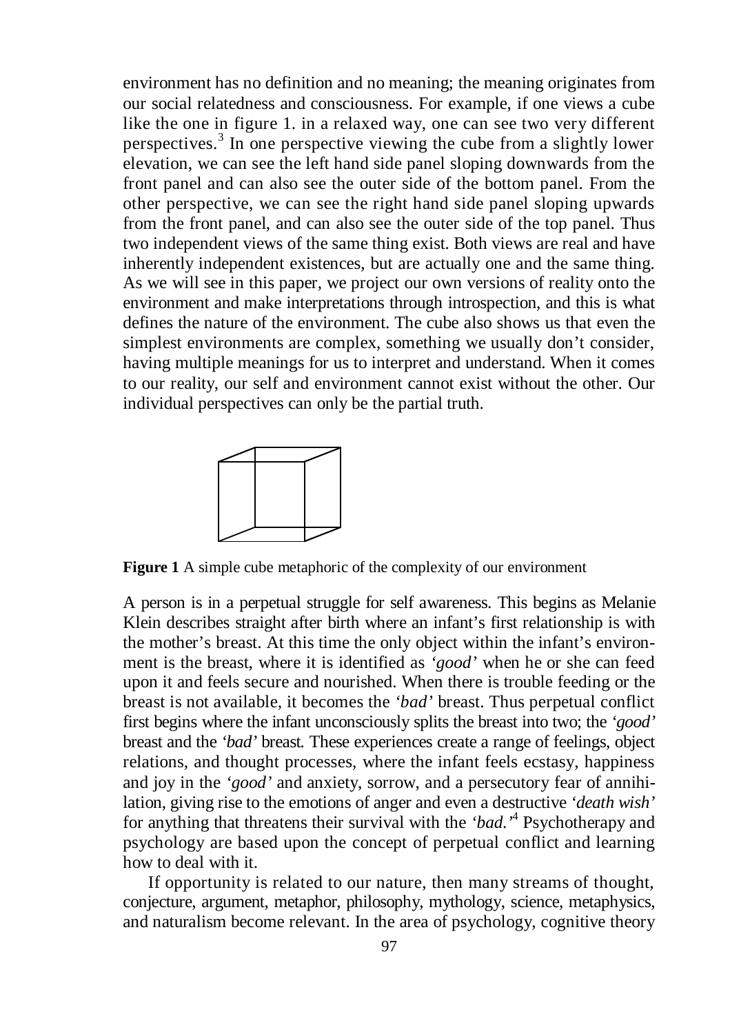environment has no definition and no meaning; the meaning originates from our social relatedness and consciousness. For example, if one views a cube like the one in figure 1. in a relaxed way, one can see two very different perspectives.[3] In one perspective viewing the cube from a slightly lower elevation, we can see the left hand side panel sloping downwards from the front panel and can also see the outer side of the bottom panel. From the other perspective, we can see the right hand side panel sloping upwards from the front panel, and can also see the outer side of the top panel. Thus two independent views of the same thing exist. Both views are real and have inherently independent existences, but are actually one and the same thing. As we will see in this paper, we project our own versions of reality onto the environment and make interpretations through introspection, and this is what defines the nature of the environment. The cube also shows us that even the simplest environments are complex, something we usually don't consider, having multiple meanings for us to interpret and understand. When it comes to our reality, our self and environment cannot exist without the other. Our individual perspectives can only be the partial truth.

**Figure 1** A simple cube metaphoric of the complexity of our environment

A person is in a perpetual struggle for self awareness. This begins as Melanie Klein describes straight after birth where an infant's first relationship is with the mother's breast. At this time the only object within the infant's environment is the breast, where it is identified as *'good'* when he or she can feed upon it and feels secure and nourished. When there is trouble feeding or the breast is not available, it becomes the *'bad'* breast. Thus perpetual conflict first begins where the infant unconsciously splits the breast into two; the *'good'* breast and the *'bad'* breast. These experiences create a range of feelings, object relations, and thought processes, where the infant feels ecstasy, happiness and joy in the *'good'* and anxiety, sorrow, and a persecutory fear of annihilation, giving rise to the emotions of anger and even a destructive *'death wish'* for anything that threatens their survival with the *'bad.'*[4] Psychotherapy and psychology are based upon the concept of perpetual conflict and learning how to deal with it.

If opportunity is related to our nature, then many streams of thought, conjecture, argument, metaphor, philosophy, mythology, science, metaphysics, and naturalism become relevant. In the area of psychology, cognitive theory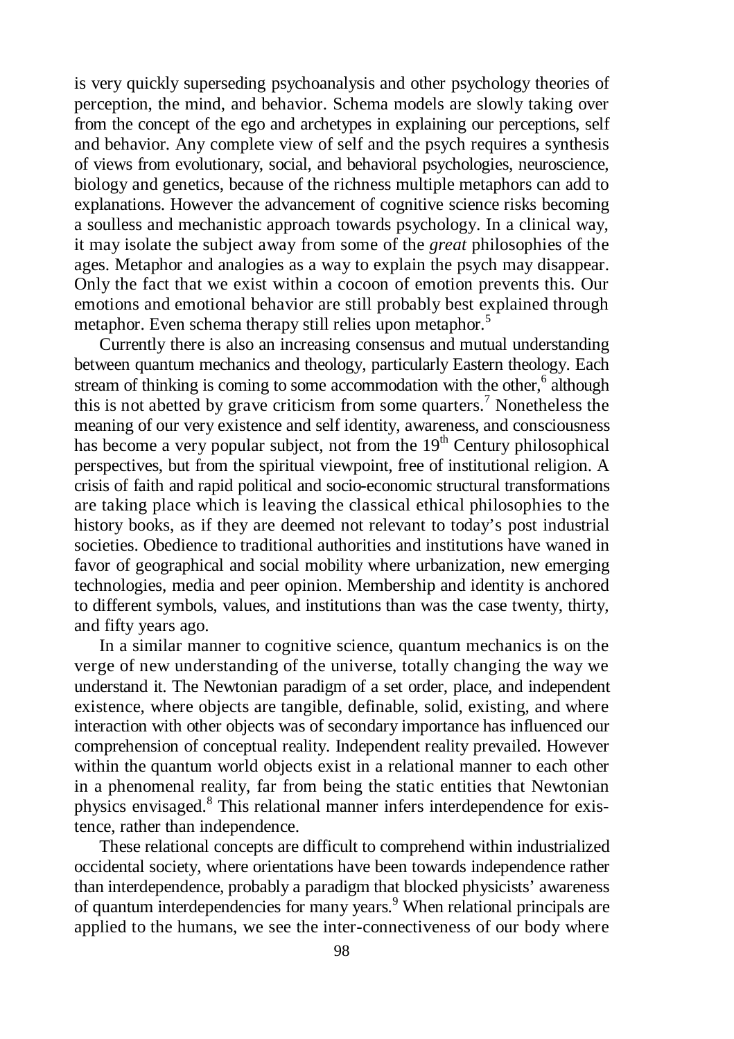is very quickly superseding psychoanalysis and other psychology theories of perception, the mind, and behavior. Schema models are slowly taking over from the concept of the ego and archetypes in explaining our perceptions, self and behavior. Any complete view of self and the psych requires a synthesis of views from evolutionary, social, and behavioral psychologies, neuroscience, biology and genetics, because of the richness multiple metaphors can add to explanations. However the advancement of cognitive science risks becoming a soulless and mechanistic approach towards psychology. In a clinical way, it may isolate the subject away from some of the *great* philosophies of the ages. Metaphor and analogies as a way to explain the psych may disappear. Only the fact that we exist within a cocoon of emotion prevents this. Our emotions and emotional behavior are still probably best explained through metaphor. Even schema therapy still relies upon metaphor.[5]

Currently there is also an increasing consensus and mutual understanding between quantum mechanics and theology, particularly Eastern theology. Each stream of thinking is coming to some accommodation with the other,[6] although this is not abetted by grave criticism from some quarters.[7] Nonetheless the meaning of our very existence and self identity, awareness, and consciousness has become a very popular subject, not from the 19th Century philosophical perspectives, but from the spiritual viewpoint, free of institutional religion. A crisis of faith and rapid political and socio-economic structural transformations are taking place which is leaving the classical ethical philosophies to the history books, as if they are deemed not relevant to today's post industrial societies. Obedience to traditional authorities and institutions have waned in favor of geographical and social mobility where urbanization, new emerging technologies, media and peer opinion. Membership and identity is anchored to different symbols, values, and institutions than was the case twenty, thirty, and fifty years ago.

In a similar manner to cognitive science, quantum mechanics is on the verge of new understanding of the universe, totally changing the way we understand it. The Newtonian paradigm of a set order, place, and independent existence, where objects are tangible, definable, solid, existing, and where interaction with other objects was of secondary importance has influenced our comprehension of conceptual reality. Independent reality prevailed. However within the quantum world objects exist in a relational manner to each other in a phenomenal reality, far from being the static entities that Newtonian physics envisaged.[8] This relational manner infers interdependence for existence, rather than independence.

These relational concepts are difficult to comprehend within industrialized occidental society, where orientations have been towards independence rather than interdependence, probably a paradigm that blocked physicists' awareness of quantum interdependencies for many years.[9] When relational principals are applied to the humans, we see the inter-connectiveness of our body where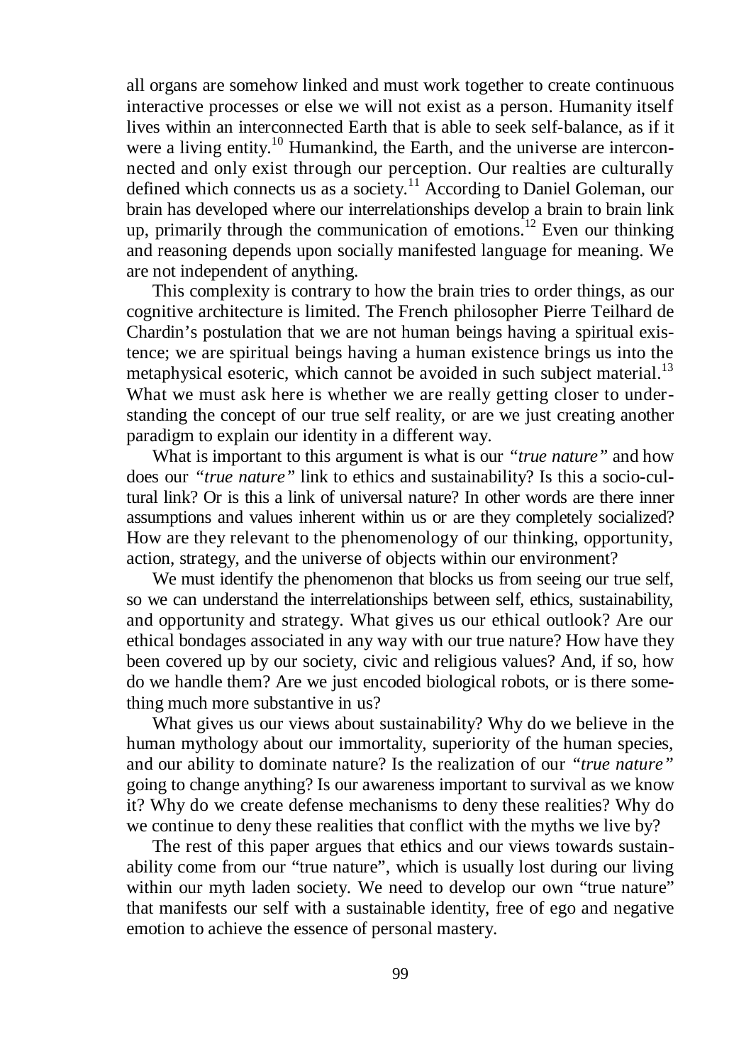all organs are somehow linked and must work together to create continuous interactive processes or else we will not exist as a person. Humanity itself lives within an interconnected Earth that is able to seek self-balance, as if it were a living entity.[10] Humankind, the Earth, and the universe are interconnected and only exist through our perception. Our realties are culturally defined which connects us as a society.[11] According to Daniel Goleman, our brain has developed where our interrelationships develop a brain to brain link up, primarily through the communication of emotions.[12] Even our thinking and reasoning depends upon socially manifested language for meaning. We are not independent of anything.

This complexity is contrary to how the brain tries to order things, as our cognitive architecture is limited. The French philosopher Pierre Teilhard de Chardin's postulation that we are not human beings having a spiritual existence; we are spiritual beings having a human existence brings us into the metaphysical esoteric, which cannot be avoided in such subject material.[13] What we must ask here is whether we are really getting closer to understanding the concept of our true self reality, or are we just creating another paradigm to explain our identity in a different way.

What is important to this argument is what is our *"true nature"* and how does our *"true nature"* link to ethics and sustainability? Is this a socio-cultural link? Or is this a link of universal nature? In other words are there inner assumptions and values inherent within us or are they completely socialized? How are they relevant to the phenomenology of our thinking, opportunity, action, strategy, and the universe of objects within our environment?

We must identify the phenomenon that blocks us from seeing our true self, so we can understand the interrelationships between self, ethics, sustainability, and opportunity and strategy. What gives us our ethical outlook? Are our ethical bondages associated in any way with our true nature? How have they been covered up by our society, civic and religious values? And, if so, how do we handle them? Are we just encoded biological robots, or is there something much more substantive in us?

What gives us our views about sustainability? Why do we believe in the human mythology about our immortality, superiority of the human species, and our ability to dominate nature? Is the realization of our *"true nature"* going to change anything? Is our awareness important to survival as we know it? Why do we create defense mechanisms to deny these realities? Why do we continue to deny these realities that conflict with the myths we live by?

The rest of this paper argues that ethics and our views towards sustainability come from our "true nature", which is usually lost during our living within our myth laden society. We need to develop our own "true nature" that manifests our self with a sustainable identity, free of ego and negative emotion to achieve the essence of personal mastery.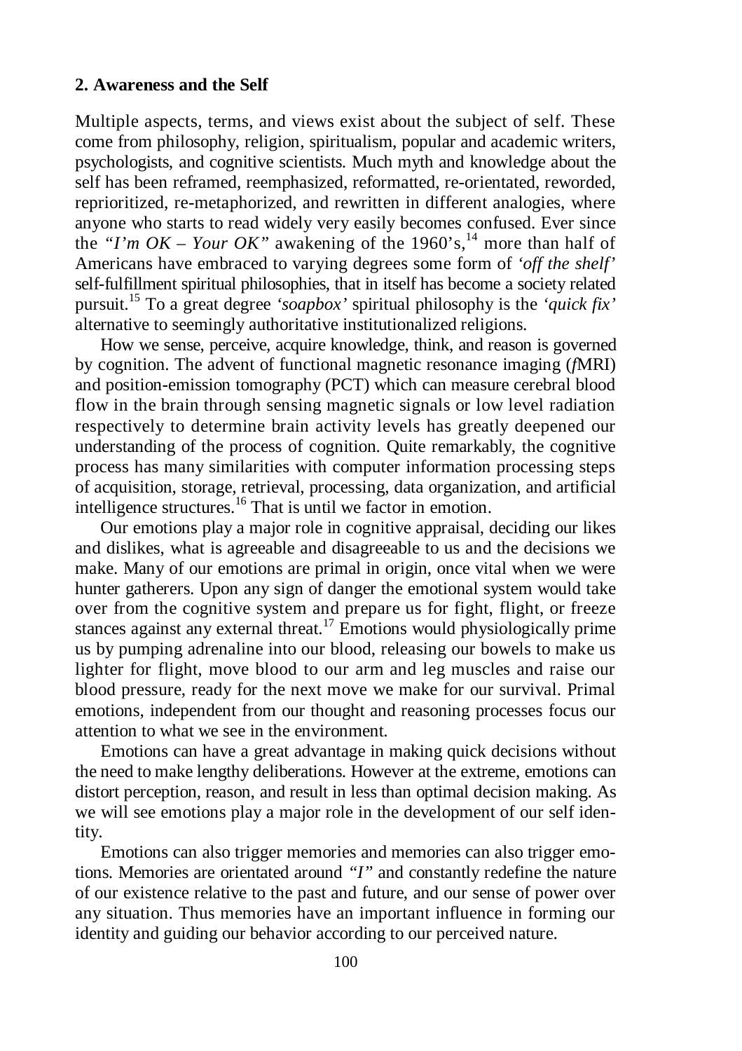**2. Awareness and the Self**

Multiple aspects, terms, and views exist about the subject of self. These come from philosophy, religion, spiritualism, popular and academic writers, psychologists, and cognitive scientists. Much myth and knowledge about the self has been reframed, reemphasized, reformatted, re-orientated, reworded, reprioritized, re-metaphorized, and rewritten in different analogies, where anyone who starts to read widely very easily becomes confused. Ever since the *"I'm OK – Your OK"* awakening of the 1960's,[14] more than half of Americans have embraced to varying degrees some form of *'off the shelf'* self-fulfillment spiritual philosophies, that in itself has become a society related pursuit.[15] To a great degree *'soapbox'* spiritual philosophy is the *'quick fix'* alternative to seemingly authoritative institutionalized religions.

How we sense, perceive, acquire knowledge, think, and reason is governed by cognition. The advent of functional magnetic resonance imaging (*f*MRI) and position-emission tomography (PCT) which can measure cerebral blood flow in the brain through sensing magnetic signals or low level radiation respectively to determine brain activity levels has greatly deepened our understanding of the process of cognition. Quite remarkably, the cognitive process has many similarities with computer information processing steps of acquisition, storage, retrieval, processing, data organization, and artificial intelligence structures.[16] That is until we factor in emotion.

Our emotions play a major role in cognitive appraisal, deciding our likes and dislikes, what is agreeable and disagreeable to us and the decisions we make. Many of our emotions are primal in origin, once vital when we were hunter gatherers. Upon any sign of danger the emotional system would take over from the cognitive system and prepare us for fight, flight, or freeze stances against any external threat.[17] Emotions would physiologically prime us by pumping adrenaline into our blood, releasing our bowels to make us lighter for flight, move blood to our arm and leg muscles and raise our blood pressure, ready for the next move we make for our survival. Primal emotions, independent from our thought and reasoning processes focus our attention to what we see in the environment.

Emotions can have a great advantage in making quick decisions without the need to make lengthy deliberations. However at the extreme, emotions can distort perception, reason, and result in less than optimal decision making. As we will see emotions play a major role in the development of our self identity.

Emotions can also trigger memories and memories can also trigger emotions. Memories are orientated around *"I"* and constantly redefine the nature of our existence relative to the past and future, and our sense of power over any situation. Thus memories have an important influence in forming our identity and guiding our behavior according to our perceived nature.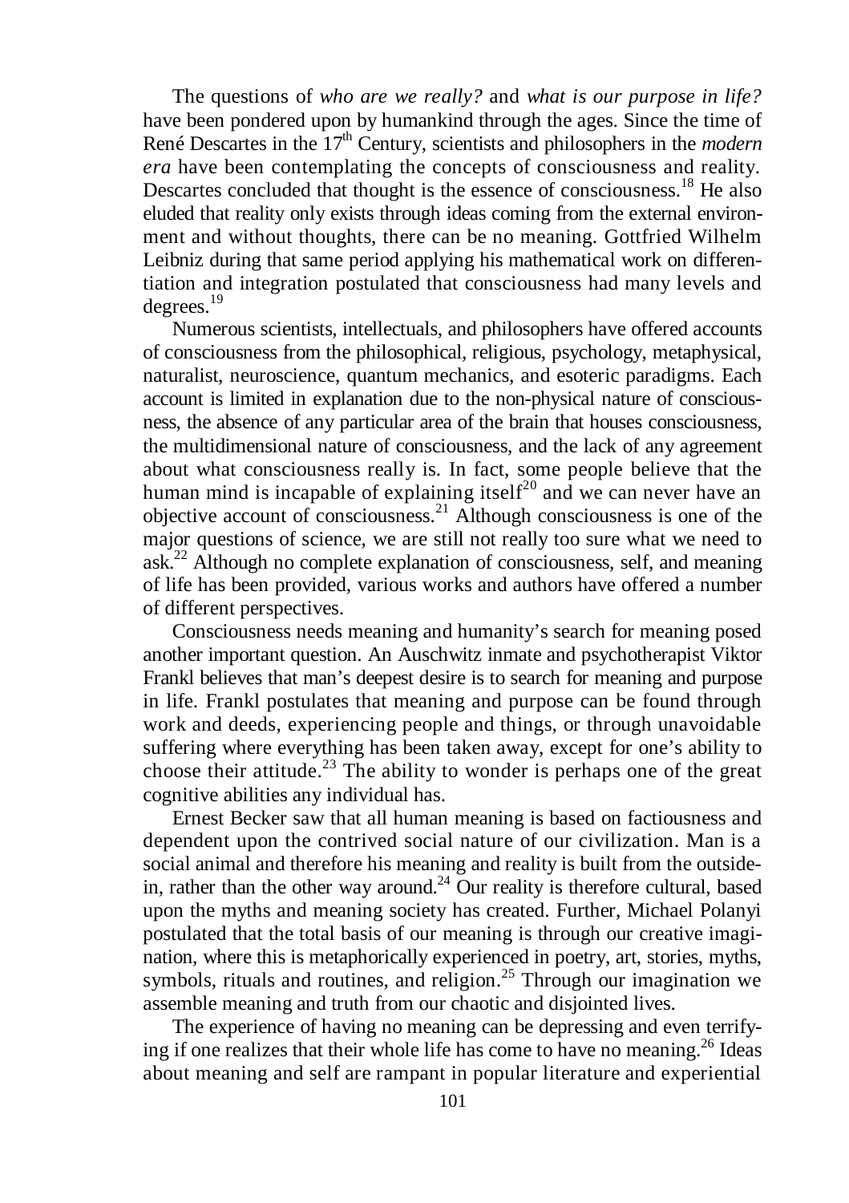The questions of *who are we really?* and *what is our purpose in life?* have been pondered upon by humankind through the ages. Since the time of René Descartes in the 17th Century, scientists and philosophers in the *modern era* have been contemplating the concepts of consciousness and reality. Descartes concluded that thought is the essence of consciousness.[18] He also eluded that reality only exists through ideas coming from the external environment and without thoughts, there can be no meaning. Gottfried Wilhelm Leibniz during that same period applying his mathematical work on differentiation and integration postulated that consciousness had many levels and degrees.[19]

Numerous scientists, intellectuals, and philosophers have offered accounts of consciousness from the philosophical, religious, psychology, metaphysical, naturalist, neuroscience, quantum mechanics, and esoteric paradigms. Each account is limited in explanation due to the non-physical nature of consciousness, the absence of any particular area of the brain that houses consciousness, the multidimensional nature of consciousness, and the lack of any agreement about what consciousness really is. In fact, some people believe that the human mind is incapable of explaining itself[20] and we can never have an objective account of consciousness.[21] Although consciousness is one of the major questions of science, we are still not really too sure what we need to ask.[22] Although no complete explanation of consciousness, self, and meaning of life has been provided, various works and authors have offered a number of different perspectives.

Consciousness needs meaning and humanity's search for meaning posed another important question. An Auschwitz inmate and psychotherapist Viktor Frankl believes that man's deepest desire is to search for meaning and purpose in life. Frankl postulates that meaning and purpose can be found through work and deeds, experiencing people and things, or through unavoidable suffering where everything has been taken away, except for one's ability to choose their attitude.[23] The ability to wonder is perhaps one of the great cognitive abilities any individual has.

Ernest Becker saw that all human meaning is based on factiousness and dependent upon the contrived social nature of our civilization. Man is a social animal and therefore his meaning and reality is built from the outside-in, rather than the other way around.[24] Our reality is therefore cultural, based upon the myths and meaning society has created. Further, Michael Polanyi postulated that the total basis of our meaning is through our creative imagination, where this is metaphorically experienced in poetry, art, stories, myths, symbols, rituals and routines, and religion.[25] Through our imagination we assemble meaning and truth from our chaotic and disjointed lives.

The experience of having no meaning can be depressing and even terrifying if one realizes that their whole life has come to have no meaning.[26] Ideas about meaning and self are rampant in popular literature and experiential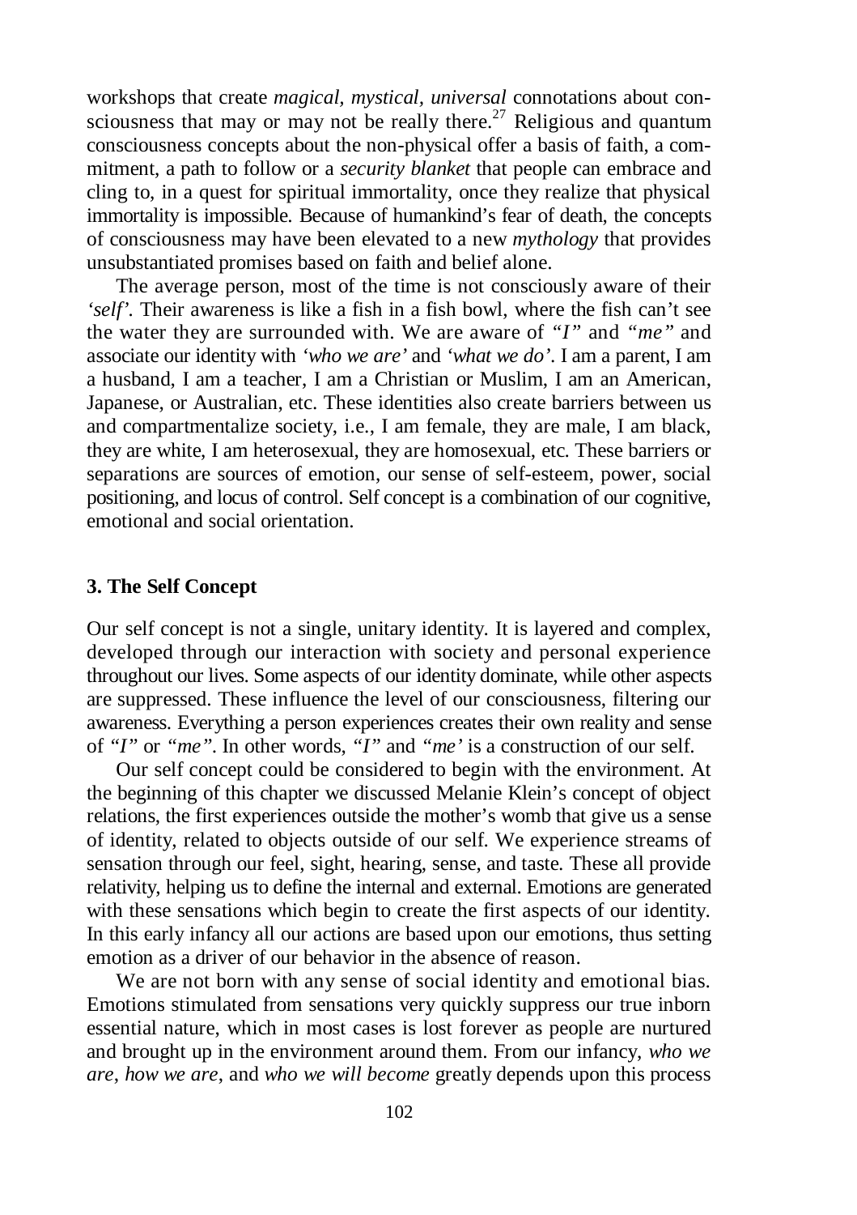workshops that create *magical, mystical, universal* connotations about consciousness that may or may not be really there.[27] Religious and quantum consciousness concepts about the non-physical offer a basis of faith, a commitment, a path to follow or a *security blanket* that people can embrace and cling to, in a quest for spiritual immortality, once they realize that physical immortality is impossible. Because of humankind's fear of death, the concepts of consciousness may have been elevated to a new *mythology* that provides unsubstantiated promises based on faith and belief alone.

The average person, most of the time is not consciously aware of their *'self'*. Their awareness is like a fish in a fish bowl, where the fish can't see the water they are surrounded with. We are aware of *"I"* and *"me"* and associate our identity with *'who we are'* and *'what we do'*. I am a parent, I am a husband, I am a teacher, I am a Christian or Muslim, I am an American, Japanese, or Australian, etc. These identities also create barriers between us and compartmentalize society, i.e., I am female, they are male, I am black, they are white, I am heterosexual, they are homosexual, etc. These barriers or separations are sources of emotion, our sense of self-esteem, power, social positioning, and locus of control. Self concept is a combination of our cognitive, emotional and social orientation.

### 3. The Self Concept

Our self concept is not a single, unitary identity. It is layered and complex, developed through our interaction with society and personal experience throughout our lives. Some aspects of our identity dominate, while other aspects are suppressed. These influence the level of our consciousness, filtering our awareness. Everything a person experiences creates their own reality and sense of *"I"* or *"me"*. In other words, *"I"* and *"me'* is a construction of our self.

Our self concept could be considered to begin with the environment. At the beginning of this chapter we discussed Melanie Klein's concept of object relations, the first experiences outside the mother's womb that give us a sense of identity, related to objects outside of our self. We experience streams of sensation through our feel, sight, hearing, sense, and taste. These all provide relativity, helping us to define the internal and external. Emotions are generated with these sensations which begin to create the first aspects of our identity. In this early infancy all our actions are based upon our emotions, thus setting emotion as a driver of our behavior in the absence of reason.

We are not born with any sense of social identity and emotional bias. Emotions stimulated from sensations very quickly suppress our true inborn essential nature, which in most cases is lost forever as people are nurtured and brought up in the environment around them. From our infancy, *who we are*, *how we are*, and *who we will become* greatly depends upon this process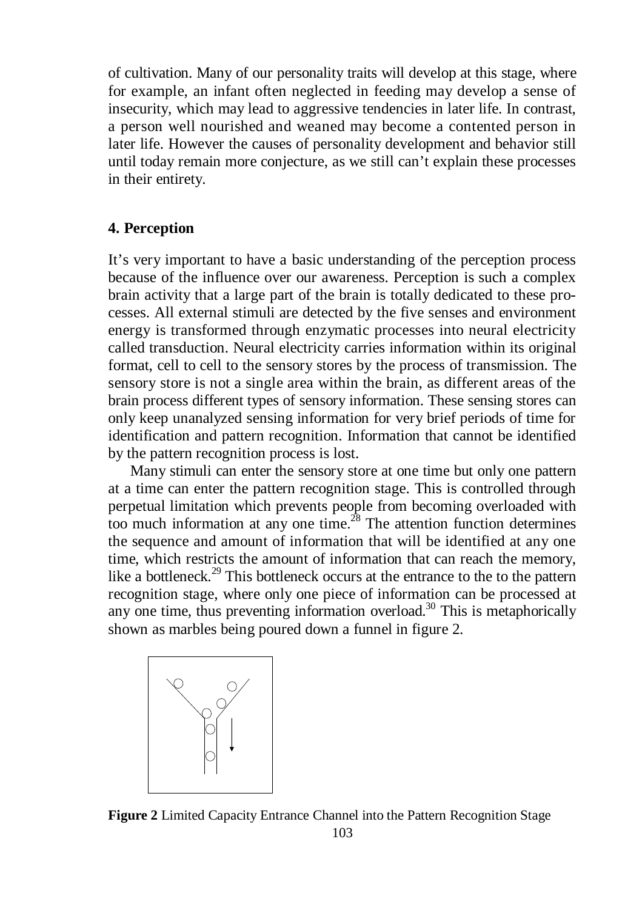of cultivation. Many of our personality traits will develop at this stage, where for example, an infant often neglected in feeding may develop a sense of insecurity, which may lead to aggressive tendencies in later life. In contrast, a person well nourished and weaned may become a contented person in later life. However the causes of personality development and behavior still until today remain more conjecture, as we still can't explain these processes in their entirety.

## 4. Perception

It's very important to have a basic understanding of the perception process because of the influence over our awareness. Perception is such a complex brain activity that a large part of the brain is totally dedicated to these processes. All external stimuli are detected by the five senses and environment energy is transformed through enzymatic processes into neural electricity called transduction. Neural electricity carries information within its original format, cell to cell to the sensory stores by the process of transmission. The sensory store is not a single area within the brain, as different areas of the brain process different types of sensory information. These sensing stores can only keep unanalyzed sensing information for very brief periods of time for identification and pattern recognition. Information that cannot be identified by the pattern recognition process is lost.

Many stimuli can enter the sensory store at one time but only one pattern at a time can enter the pattern recognition stage. This is controlled through perpetual limitation which prevents people from becoming overloaded with too much information at any one time.[28] The attention function determines the sequence and amount of information that will be identified at any one time, which restricts the amount of information that can reach the memory, like a bottleneck.[29] This bottleneck occurs at the entrance to the to the pattern recognition stage, where only one piece of information can be processed at any one time, thus preventing information overload.[30] This is metaphorically shown as marbles being poured down a funnel in figure 2.

**Figure 2** Limited Capacity Entrance Channel into the Pattern Recognition Stage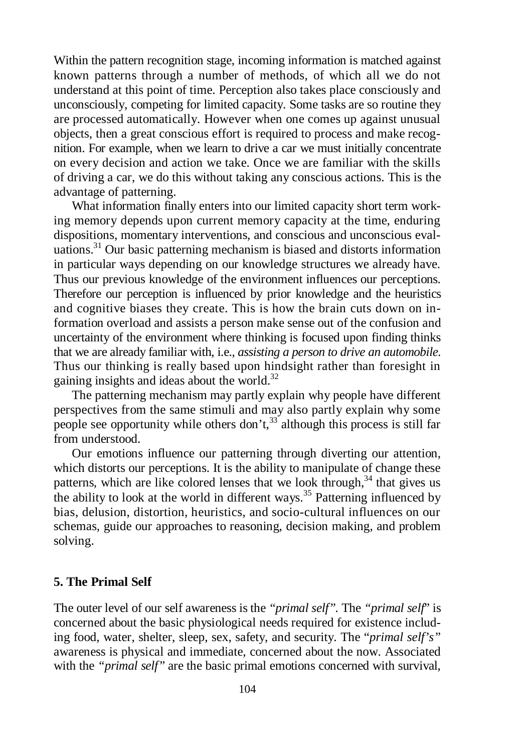Within the pattern recognition stage, incoming information is matched against known patterns through a number of methods, of which all we do not understand at this point of time. Perception also takes place consciously and unconsciously, competing for limited capacity. Some tasks are so routine they are processed automatically. However when one comes up against unusual objects, then a great conscious effort is required to process and make recognition. For example, when we learn to drive a car we must initially concentrate on every decision and action we take. Once we are familiar with the skills of driving a car, we do this without taking any conscious actions. This is the advantage of patterning.

What information finally enters into our limited capacity short term working memory depends upon current memory capacity at the time, enduring dispositions, momentary interventions, and conscious and unconscious evaluations.[31] Our basic patterning mechanism is biased and distorts information in particular ways depending on our knowledge structures we already have. Thus our previous knowledge of the environment influences our perceptions. Therefore our perception is influenced by prior knowledge and the heuristics and cognitive biases they create. This is how the brain cuts down on information overload and assists a person make sense out of the confusion and uncertainty of the environment where thinking is focused upon finding thinks that we are already familiar with, i.e., *assisting a person to drive an automobile.* Thus our thinking is really based upon hindsight rather than foresight in gaining insights and ideas about the world.[32]

The patterning mechanism may partly explain why people have different perspectives from the same stimuli and may also partly explain why some people see opportunity while others don't,[33] although this process is still far from understood.

Our emotions influence our patterning through diverting our attention, which distorts our perceptions. It is the ability to manipulate of change these patterns, which are like colored lenses that we look through,[34] that gives us the ability to look at the world in different ways.[35] Patterning influenced by bias, delusion, distortion, heuristics, and socio-cultural influences on our schemas, guide our approaches to reasoning, decision making, and problem solving.

### 5. The Primal Self

The outer level of our self awareness is the *"primal self"*. The *"primal self*" is concerned about the basic physiological needs required for existence including food, water, shelter, sleep, sex, safety, and security. The "*primal self's"* awareness is physical and immediate, concerned about the now. Associated with the *"primal self"* are the basic primal emotions concerned with survival,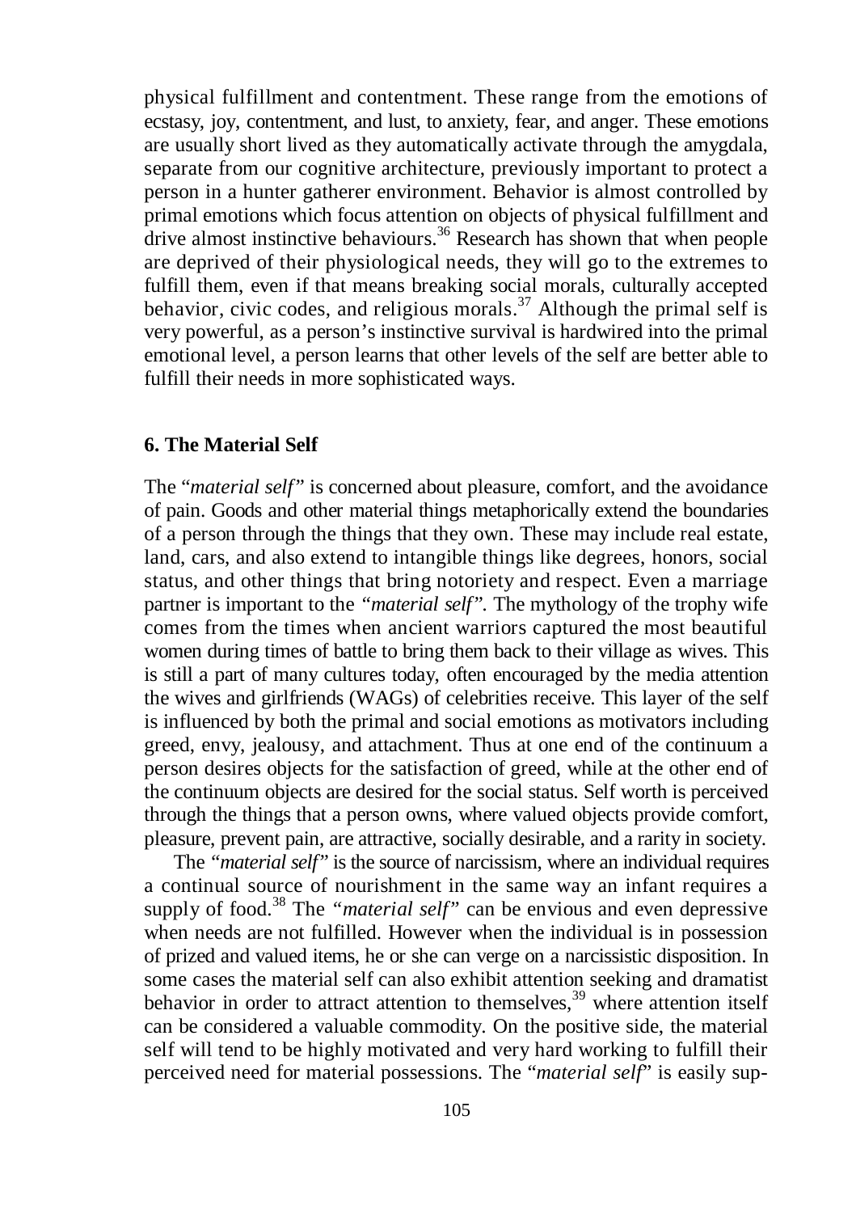physical fulfillment and contentment. These range from the emotions of ecstasy, joy, contentment, and lust, to anxiety, fear, and anger. These emotions are usually short lived as they automatically activate through the amygdala, separate from our cognitive architecture, previously important to protect a person in a hunter gatherer environment. Behavior is almost controlled by primal emotions which focus attention on objects of physical fulfillment and drive almost instinctive behaviours.[36] Research has shown that when people are deprived of their physiological needs, they will go to the extremes to fulfill them, even if that means breaking social morals, culturally accepted behavior, civic codes, and religious morals.[37] Although the primal self is very powerful, as a person's instinctive survival is hardwired into the primal emotional level, a person learns that other levels of the self are better able to fulfill their needs in more sophisticated ways.

## 6. The Material Self

The "*material self*" is concerned about pleasure, comfort, and the avoidance of pain. Goods and other material things metaphorically extend the boundaries of a person through the things that they own. These may include real estate, land, cars, and also extend to intangible things like degrees, honors, social status, and other things that bring notoriety and respect. Even a marriage partner is important to the *"material self"*. The mythology of the trophy wife comes from the times when ancient warriors captured the most beautiful women during times of battle to bring them back to their village as wives. This is still a part of many cultures today, often encouraged by the media attention the wives and girlfriends (WAGs) of celebrities receive. This layer of the self is influenced by both the primal and social emotions as motivators including greed, envy, jealousy, and attachment. Thus at one end of the continuum a person desires objects for the satisfaction of greed, while at the other end of the continuum objects are desired for the social status. Self worth is perceived through the things that a person owns, where valued objects provide comfort, pleasure, prevent pain, are attractive, socially desirable, and a rarity in society.

The *"material self"* is the source of narcissism, where an individual requires a continual source of nourishment in the same way an infant requires a supply of food.[38] The *"material self"* can be envious and even depressive when needs are not fulfilled. However when the individual is in possession of prized and valued items, he or she can verge on a narcissistic disposition. In some cases the material self can also exhibit attention seeking and dramatist behavior in order to attract attention to themselves,[39] where attention itself can be considered a valuable commodity. On the positive side, the material self will tend to be highly motivated and very hard working to fulfill their perceived need for material possessions. The "*material self*" is easily sup-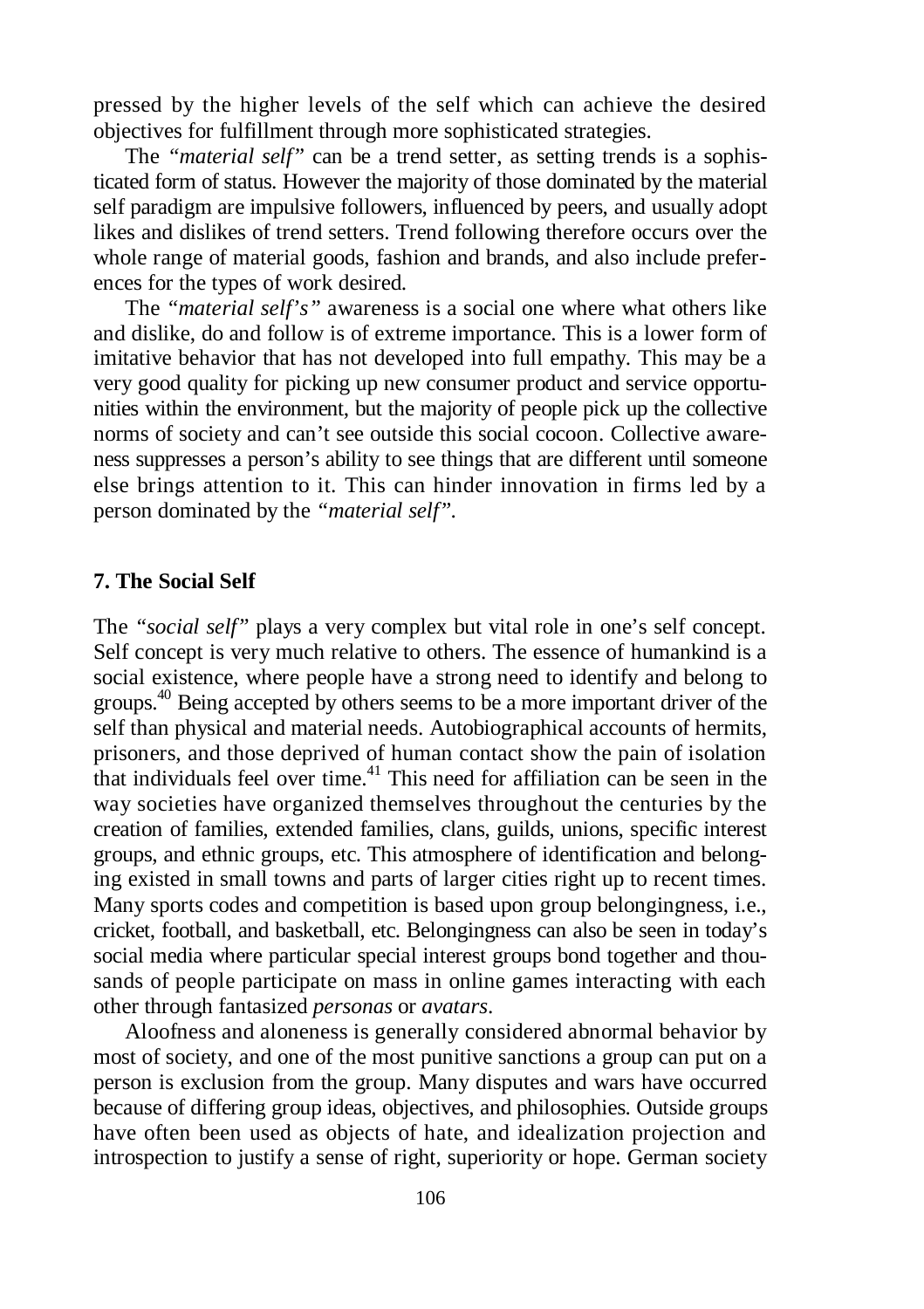pressed by the higher levels of the self which can achieve the desired objectives for fulfillment through more sophisticated strategies.

The *"material self"* can be a trend setter, as setting trends is a sophisticated form of status. However the majority of those dominated by the material self paradigm are impulsive followers, influenced by peers, and usually adopt likes and dislikes of trend setters. Trend following therefore occurs over the whole range of material goods, fashion and brands, and also include preferences for the types of work desired.

The *"material self's"* awareness is a social one where what others like and dislike, do and follow is of extreme importance. This is a lower form of imitative behavior that has not developed into full empathy. This may be a very good quality for picking up new consumer product and service opportunities within the environment, but the majority of people pick up the collective norms of society and can't see outside this social cocoon. Collective awareness suppresses a person's ability to see things that are different until someone else brings attention to it. This can hinder innovation in firms led by a person dominated by the *"material self"*.

### 7. The Social Self

The *"social self"* plays a very complex but vital role in one's self concept. Self concept is very much relative to others. The essence of humankind is a social existence, where people have a strong need to identify and belong to groups.[40] Being accepted by others seems to be a more important driver of the self than physical and material needs. Autobiographical accounts of hermits, prisoners, and those deprived of human contact show the pain of isolation that individuals feel over time.[41] This need for affiliation can be seen in the way societies have organized themselves throughout the centuries by the creation of families, extended families, clans, guilds, unions, specific interest groups, and ethnic groups, etc. This atmosphere of identification and belonging existed in small towns and parts of larger cities right up to recent times. Many sports codes and competition is based upon group belongingness, i.e., cricket, football, and basketball, etc. Belongingness can also be seen in today's social media where particular special interest groups bond together and thousands of people participate on mass in online games interacting with each other through fantasized *personas* or *avatars*.

Aloofness and aloneness is generally considered abnormal behavior by most of society, and one of the most punitive sanctions a group can put on a person is exclusion from the group. Many disputes and wars have occurred because of differing group ideas, objectives, and philosophies. Outside groups have often been used as objects of hate, and idealization projection and introspection to justify a sense of right, superiority or hope. German society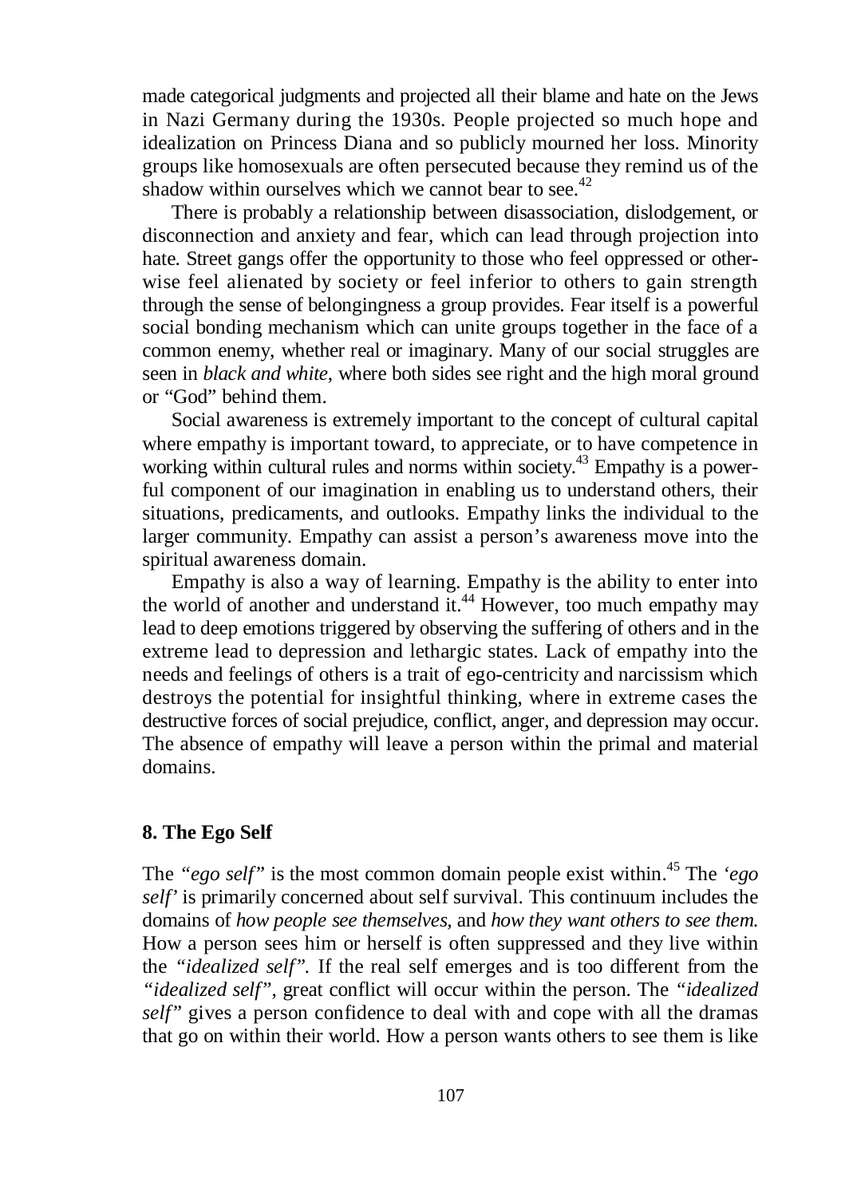made categorical judgments and projected all their blame and hate on the Jews in Nazi Germany during the 1930s. People projected so much hope and idealization on Princess Diana and so publicly mourned her loss. Minority groups like homosexuals are often persecuted because they remind us of the shadow within ourselves which we cannot bear to see.[42]

There is probably a relationship between disassociation, dislodgement, or disconnection and anxiety and fear, which can lead through projection into hate. Street gangs offer the opportunity to those who feel oppressed or otherwise feel alienated by society or feel inferior to others to gain strength through the sense of belongingness a group provides. Fear itself is a powerful social bonding mechanism which can unite groups together in the face of a common enemy, whether real or imaginary. Many of our social struggles are seen in *black and white*, where both sides see right and the high moral ground or "God" behind them.

Social awareness is extremely important to the concept of cultural capital where empathy is important toward, to appreciate, or to have competence in working within cultural rules and norms within society.[43] Empathy is a powerful component of our imagination in enabling us to understand others, their situations, predicaments, and outlooks. Empathy links the individual to the larger community. Empathy can assist a person's awareness move into the spiritual awareness domain.

Empathy is also a way of learning. Empathy is the ability to enter into the world of another and understand it.[44] However, too much empathy may lead to deep emotions triggered by observing the suffering of others and in the extreme lead to depression and lethargic states. Lack of empathy into the needs and feelings of others is a trait of ego-centricity and narcissism which destroys the potential for insightful thinking, where in extreme cases the destructive forces of social prejudice, conflict, anger, and depression may occur. The absence of empathy will leave a person within the primal and material domains.

## 8. The Ego Self

The *"ego self"* is the most common domain people exist within.[45] The *'ego self'* is primarily concerned about self survival. This continuum includes the domains of *how people see themselves*, and *how they want others to see them.* How a person sees him or herself is often suppressed and they live within the *"idealized self".* If the real self emerges and is too different from the *"idealized self"*, great conflict will occur within the person. The *"idealized self"* gives a person confidence to deal with and cope with all the dramas that go on within their world. How a person wants others to see them is like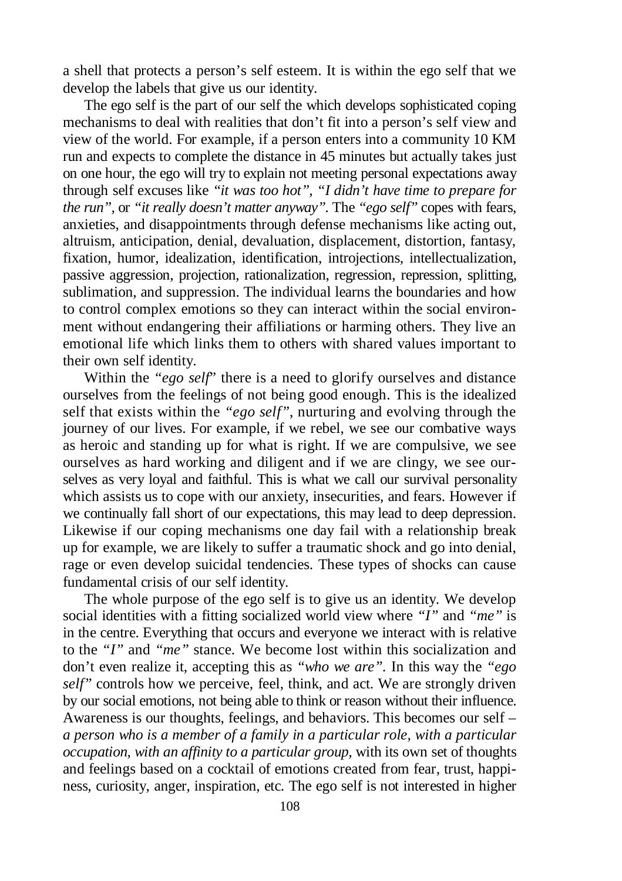a shell that protects a person's self esteem. It is within the ego self that we develop the labels that give us our identity.

The ego self is the part of our self the which develops sophisticated coping mechanisms to deal with realities that don't fit into a person's self view and view of the world. For example, if a person enters into a community 10 KM run and expects to complete the distance in 45 minutes but actually takes just on one hour, the ego will try to explain not meeting personal expectations away through self excuses like *"it was too hot", "I didn't have time to prepare for the run",* or *"it really doesn't matter anyway"*. The *"ego self"* copes with fears, anxieties, and disappointments through defense mechanisms like acting out, altruism, anticipation, denial, devaluation, displacement, distortion, fantasy, fixation, humor, idealization, identification, introjections, intellectualization, passive aggression, projection, rationalization, regression, repression, splitting, sublimation, and suppression. The individual learns the boundaries and how to control complex emotions so they can interact within the social environment without endangering their affiliations or harming others. They live an emotional life which links them to others with shared values important to their own self identity.

Within the *"ego self"* there is a need to glorify ourselves and distance ourselves from the feelings of not being good enough. This is the idealized self that exists within the *"ego self"*, nurturing and evolving through the journey of our lives. For example, if we rebel, we see our combative ways as heroic and standing up for what is right. If we are compulsive, we see ourselves as hard working and diligent and if we are clingy, we see ourselves as very loyal and faithful. This is what we call our survival personality which assists us to cope with our anxiety, insecurities, and fears. However if we continually fall short of our expectations, this may lead to deep depression. Likewise if our coping mechanisms one day fail with a relationship break up for example, we are likely to suffer a traumatic shock and go into denial, rage or even develop suicidal tendencies. These types of shocks can cause fundamental crisis of our self identity.

The whole purpose of the ego self is to give us an identity. We develop social identities with a fitting socialized world view where *"I"* and *"me"* is in the centre. Everything that occurs and everyone we interact with is relative to the *"I"* and *"me"* stance. We become lost within this socialization and don't even realize it, accepting this as *"who we are"*. In this way the *"ego self"* controls how we perceive, feel, think, and act. We are strongly driven by our social emotions, not being able to think or reason without their influence. Awareness is our thoughts, feelings, and behaviors. This becomes our self – *a person who is a member of a family in a particular role, with a particular occupation, with an affinity to a particular group,* with its own set of thoughts and feelings based on a cocktail of emotions created from fear, trust, happiness, curiosity, anger, inspiration, etc. The ego self is not interested in higher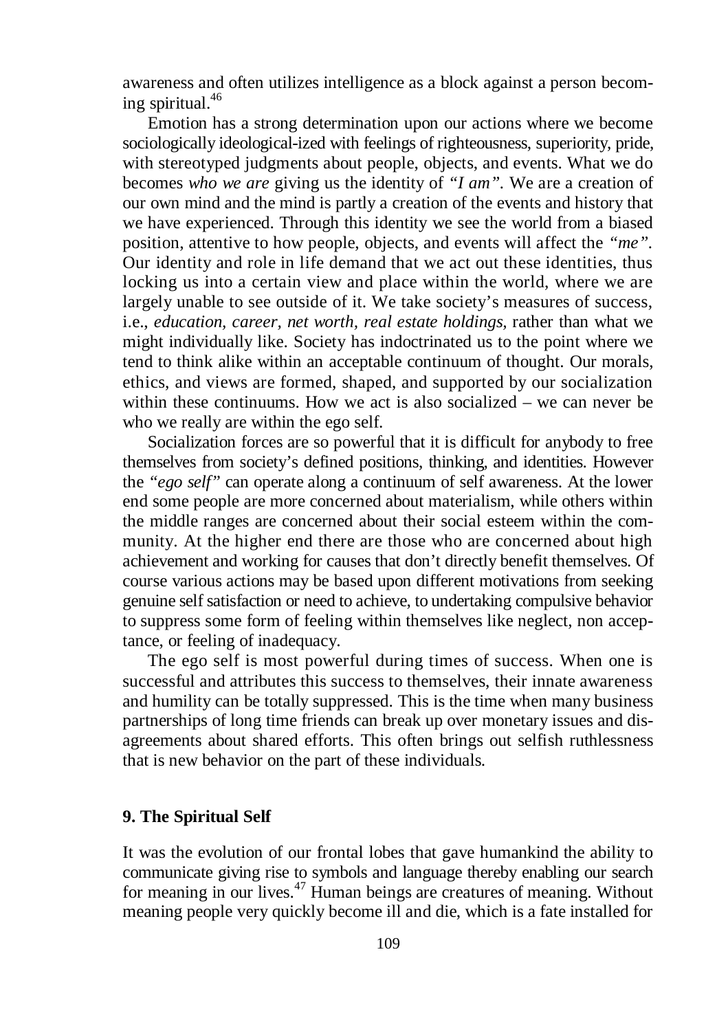awareness and often utilizes intelligence as a block against a person becoming spiritual.[46]

Emotion has a strong determination upon our actions where we become sociologically ideological-ized with feelings of righteousness, superiority, pride, with stereotyped judgments about people, objects, and events. What we do becomes *who we are* giving us the identity of *"I am"*. We are a creation of our own mind and the mind is partly a creation of the events and history that we have experienced. Through this identity we see the world from a biased position, attentive to how people, objects, and events will affect the *"me"*. Our identity and role in life demand that we act out these identities, thus locking us into a certain view and place within the world, where we are largely unable to see outside of it. We take society's measures of success, i.e., *education, career, net worth, real estate holdings,* rather than what we might individually like. Society has indoctrinated us to the point where we tend to think alike within an acceptable continuum of thought. Our morals, ethics, and views are formed, shaped, and supported by our socialization within these continuums. How we act is also socialized – we can never be who we really are within the ego self.

Socialization forces are so powerful that it is difficult for anybody to free themselves from society's defined positions, thinking, and identities. However the *"ego self"* can operate along a continuum of self awareness. At the lower end some people are more concerned about materialism, while others within the middle ranges are concerned about their social esteem within the community. At the higher end there are those who are concerned about high achievement and working for causes that don't directly benefit themselves. Of course various actions may be based upon different motivations from seeking genuine self satisfaction or need to achieve, to undertaking compulsive behavior to suppress some form of feeling within themselves like neglect, non acceptance, or feeling of inadequacy.

The ego self is most powerful during times of success. When one is successful and attributes this success to themselves, their innate awareness and humility can be totally suppressed. This is the time when many business partnerships of long time friends can break up over monetary issues and disagreements about shared efforts. This often brings out selfish ruthlessness that is new behavior on the part of these individuals.

### 9. The Spiritual Self

It was the evolution of our frontal lobes that gave humankind the ability to communicate giving rise to symbols and language thereby enabling our search for meaning in our lives.[47] Human beings are creatures of meaning. Without meaning people very quickly become ill and die, which is a fate installed for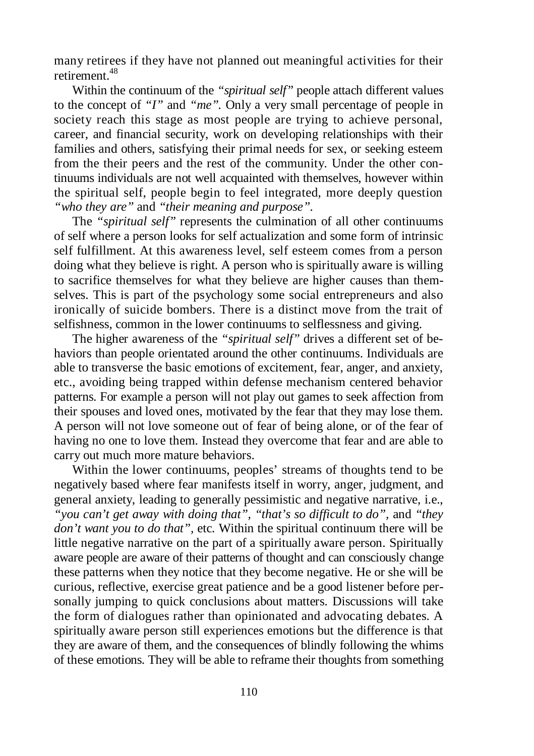many retirees if they have not planned out meaningful activities for their retirement.[48]

Within the continuum of the *"spiritual self"* people attach different values to the concept of *"I"* and *"me"*. Only a very small percentage of people in society reach this stage as most people are trying to achieve personal, career, and financial security, work on developing relationships with their families and others, satisfying their primal needs for sex, or seeking esteem from the their peers and the rest of the community. Under the other continuums individuals are not well acquainted with themselves, however within the spiritual self, people begin to feel integrated, more deeply question *"who they are"* and *"their meaning and purpose"*.

The *"spiritual self"* represents the culmination of all other continuums of self where a person looks for self actualization and some form of intrinsic self fulfillment. At this awareness level, self esteem comes from a person doing what they believe is right. A person who is spiritually aware is willing to sacrifice themselves for what they believe are higher causes than themselves. This is part of the psychology some social entrepreneurs and also ironically of suicide bombers. There is a distinct move from the trait of selfishness, common in the lower continuums to selflessness and giving.

The higher awareness of the *"spiritual self"* drives a different set of behaviors than people orientated around the other continuums. Individuals are able to transverse the basic emotions of excitement, fear, anger, and anxiety, etc., avoiding being trapped within defense mechanism centered behavior patterns. For example a person will not play out games to seek affection from their spouses and loved ones, motivated by the fear that they may lose them. A person will not love someone out of fear of being alone, or of the fear of having no one to love them. Instead they overcome that fear and are able to carry out much more mature behaviors.

Within the lower continuums, peoples' streams of thoughts tend to be negatively based where fear manifests itself in worry, anger, judgment, and general anxiety, leading to generally pessimistic and negative narrative, i.e., *"you can't get away with doing that"*, *"that's so difficult to do"*, and *"they don't want you to do that"*, etc. Within the spiritual continuum there will be little negative narrative on the part of a spiritually aware person. Spiritually aware people are aware of their patterns of thought and can consciously change these patterns when they notice that they become negative. He or she will be curious, reflective, exercise great patience and be a good listener before personally jumping to quick conclusions about matters. Discussions will take the form of dialogues rather than opinionated and advocating debates. A spiritually aware person still experiences emotions but the difference is that they are aware of them, and the consequences of blindly following the whims of these emotions. They will be able to reframe their thoughts from something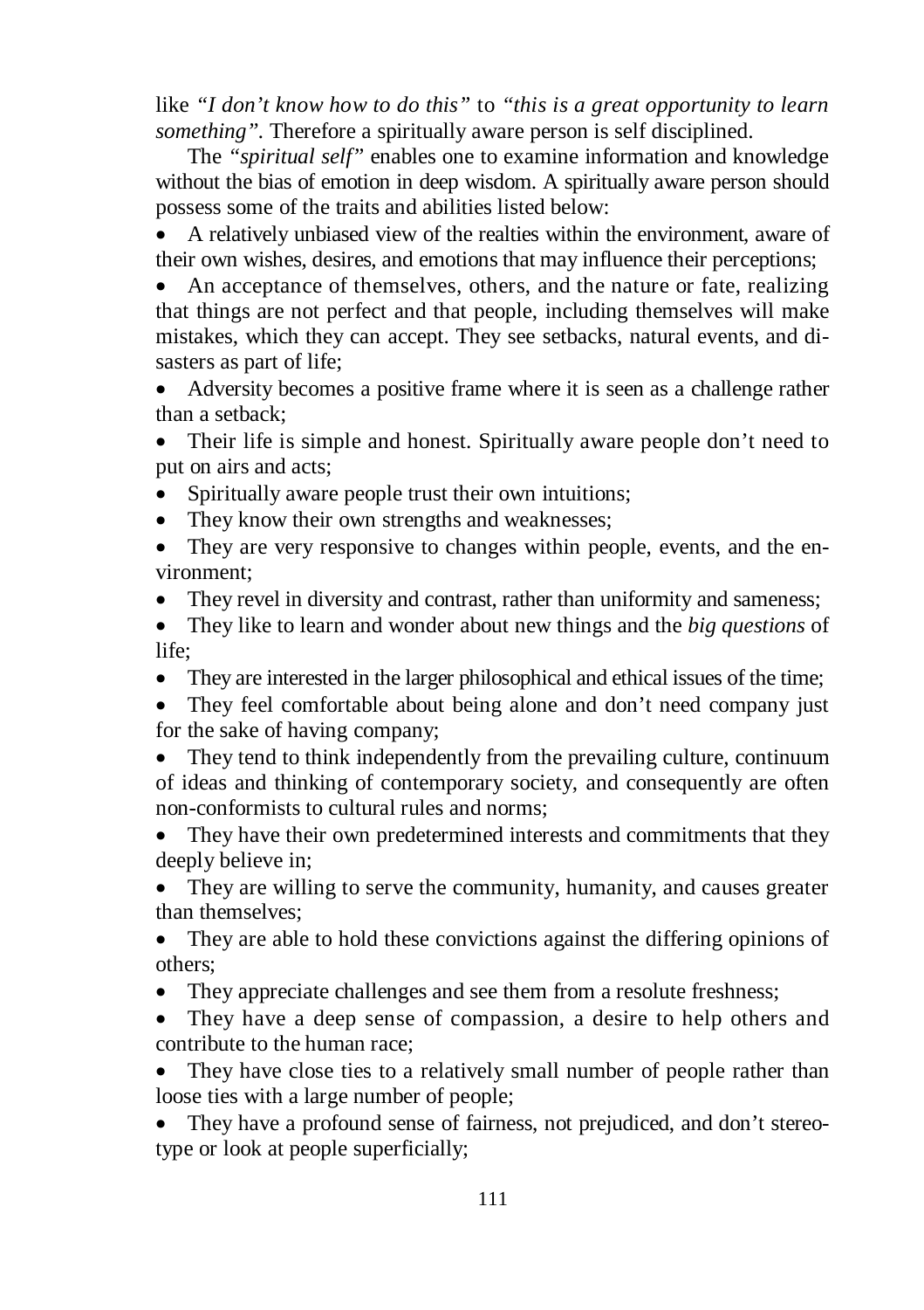like *"I don't know how to do this"* to *"this is a great opportunity to learn something".* Therefore a spiritually aware person is self disciplined.

The *"spiritual self"* enables one to examine information and knowledge without the bias of emotion in deep wisdom. A spiritually aware person should possess some of the traits and abilities listed below:

- A relatively unbiased view of the realties within the environment, aware of their own wishes, desires, and emotions that may influence their perceptions;
- An acceptance of themselves, others, and the nature or fate, realizing that things are not perfect and that people, including themselves will make mistakes, which they can accept. They see setbacks, natural events, and disasters as part of life;
- Adversity becomes a positive frame where it is seen as a challenge rather than a setback;
- Their life is simple and honest. Spiritually aware people don't need to put on airs and acts;
- Spiritually aware people trust their own intuitions;
- They know their own strengths and weaknesses;
- They are very responsive to changes within people, events, and the environment;
- They revel in diversity and contrast, rather than uniformity and sameness;
- They like to learn and wonder about new things and the *big questions* of life;
- They are interested in the larger philosophical and ethical issues of the time;
- They feel comfortable about being alone and don't need company just for the sake of having company;
- They tend to think independently from the prevailing culture, continuum of ideas and thinking of contemporary society, and consequently are often non-conformists to cultural rules and norms;
- They have their own predetermined interests and commitments that they deeply believe in;
- They are willing to serve the community, humanity, and causes greater than themselves;
- They are able to hold these convictions against the differing opinions of others;
- They appreciate challenges and see them from a resolute freshness;
- They have a deep sense of compassion, a desire to help others and contribute to the human race;
- They have close ties to a relatively small number of people rather than loose ties with a large number of people;
- They have a profound sense of fairness, not prejudiced, and don't stereotype or look at people superficially;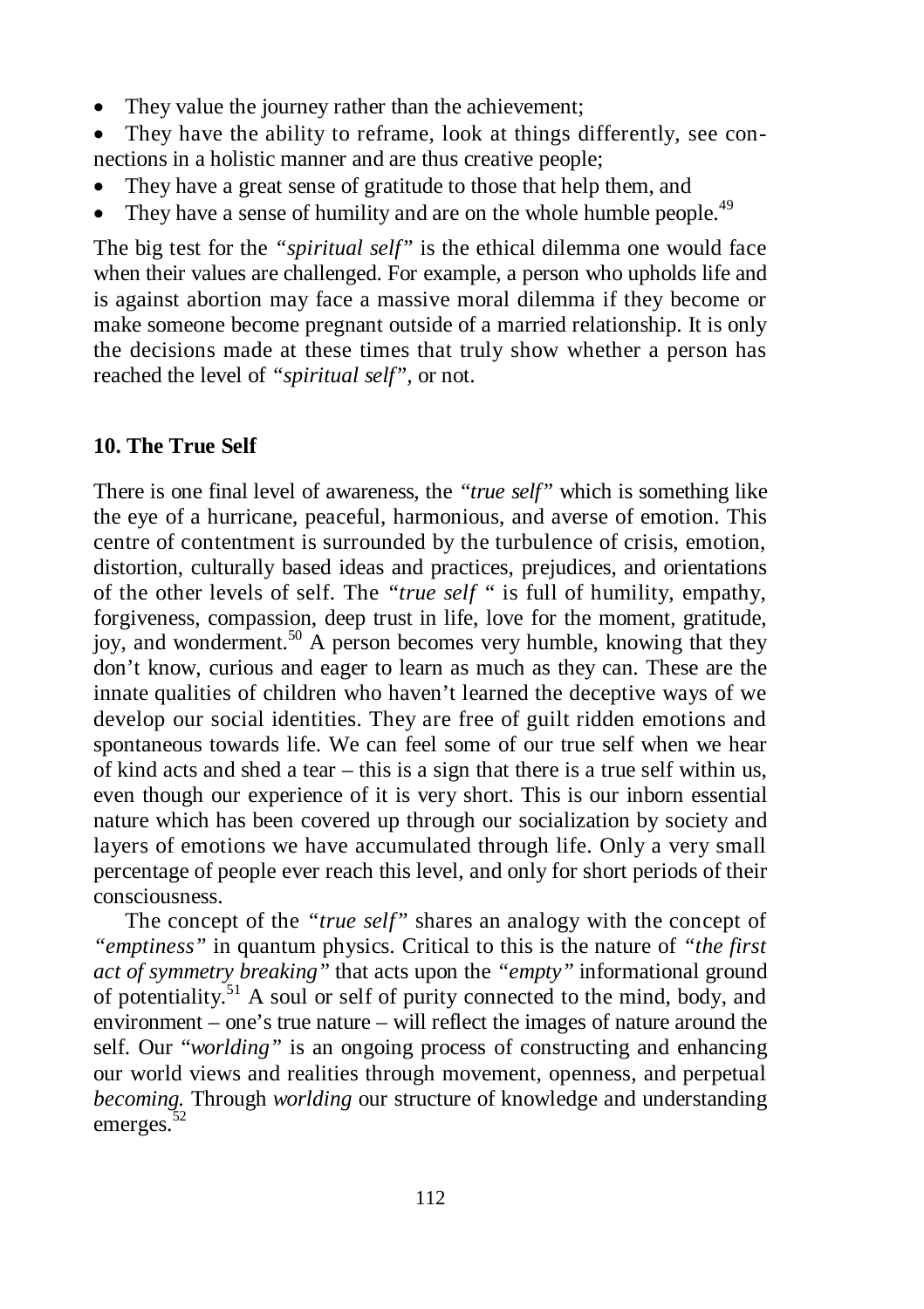- They value the journey rather than the achievement;
- They have the ability to reframe, look at things differently, see connections in a holistic manner and are thus creative people;
- They have a great sense of gratitude to those that help them, and
- They have a sense of humility and are on the whole humble people.[49]

The big test for the *"spiritual self"* is the ethical dilemma one would face when their values are challenged. For example, a person who upholds life and is against abortion may face a massive moral dilemma if they become or make someone become pregnant outside of a married relationship. It is only the decisions made at these times that truly show whether a person has reached the level of *"spiritual self"*, or not.

### 10. The True Self

There is one final level of awareness, the *"true self"* which is something like the eye of a hurricane, peaceful, harmonious, and averse of emotion. This centre of contentment is surrounded by the turbulence of crisis, emotion, distortion, culturally based ideas and practices, prejudices, and orientations of the other levels of self. The *"true self "* is full of humility, empathy, forgiveness, compassion, deep trust in life, love for the moment, gratitude, joy, and wonderment.[50] A person becomes very humble, knowing that they don't know, curious and eager to learn as much as they can. These are the innate qualities of children who haven't learned the deceptive ways of we develop our social identities. They are free of guilt ridden emotions and spontaneous towards life. We can feel some of our true self when we hear of kind acts and shed a tear – this is a sign that there is a true self within us, even though our experience of it is very short. This is our inborn essential nature which has been covered up through our socialization by society and layers of emotions we have accumulated through life. Only a very small percentage of people ever reach this level, and only for short periods of their consciousness.

The concept of the *"true self"* shares an analogy with the concept of *"emptiness"* in quantum physics. Critical to this is the nature of *"the first act of symmetry breaking"* that acts upon the *"empty"* informational ground of potentiality.[51] A soul or self of purity connected to the mind, body, and environment – one's true nature – will reflect the images of nature around the self. Our *"worlding"* is an ongoing process of constructing and enhancing our world views and realities through movement, openness, and perpetual *becoming.* Through *worlding* our structure of knowledge and understanding emerges.[52]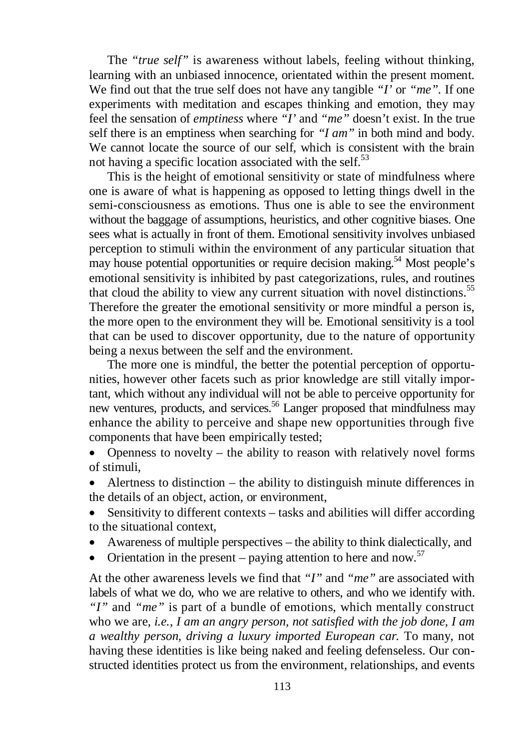The *"true self"* is awareness without labels, feeling without thinking, learning with an unbiased innocence, orientated within the present moment. We find out that the true self does not have any tangible *"I'* or *"me"*. If one experiments with meditation and escapes thinking and emotion, they may feel the sensation of *emptiness* where *"I'* and *"me"* doesn't exist. In the true self there is an emptiness when searching for *"I am"* in both mind and body. We cannot locate the source of our self, which is consistent with the brain not having a specific location associated with the self.[53]

This is the height of emotional sensitivity or state of mindfulness where one is aware of what is happening as opposed to letting things dwell in the semi-consciousness as emotions. Thus one is able to see the environment without the baggage of assumptions, heuristics, and other cognitive biases. One sees what is actually in front of them. Emotional sensitivity involves unbiased perception to stimuli within the environment of any particular situation that may house potential opportunities or require decision making.[54] Most people's emotional sensitivity is inhibited by past categorizations, rules, and routines that cloud the ability to view any current situation with novel distinctions.[55] Therefore the greater the emotional sensitivity or more mindful a person is, the more open to the environment they will be. Emotional sensitivity is a tool that can be used to discover opportunity, due to the nature of opportunity being a nexus between the self and the environment.

The more one is mindful, the better the potential perception of opportunities, however other facets such as prior knowledge are still vitally important, which without any individual will not be able to perceive opportunity for new ventures, products, and services.[56] Langer proposed that mindfulness may enhance the ability to perceive and shape new opportunities through five components that have been empirically tested;

- Openness to novelty – the ability to reason with relatively novel forms of stimuli,
- Alertness to distinction – the ability to distinguish minute differences in the details of an object, action, or environment,
- Sensitivity to different contexts – tasks and abilities will differ according to the situational context,
- Awareness of multiple perspectives – the ability to think dialectically, and
- Orientation in the present – paying attention to here and now.[57]

At the other awareness levels we find that *"I"* and *"me"* are associated with labels of what we do, who we are relative to others, and who we identify with. *"I"* and *"me"* is part of a bundle of emotions, which mentally construct who we are, *i.e., I am an angry person, not satisfied with the job done, I am a wealthy person, driving a luxury imported European car.* To many, not having these identities is like being naked and feeling defenseless. Our constructed identities protect us from the environment, relationships, and events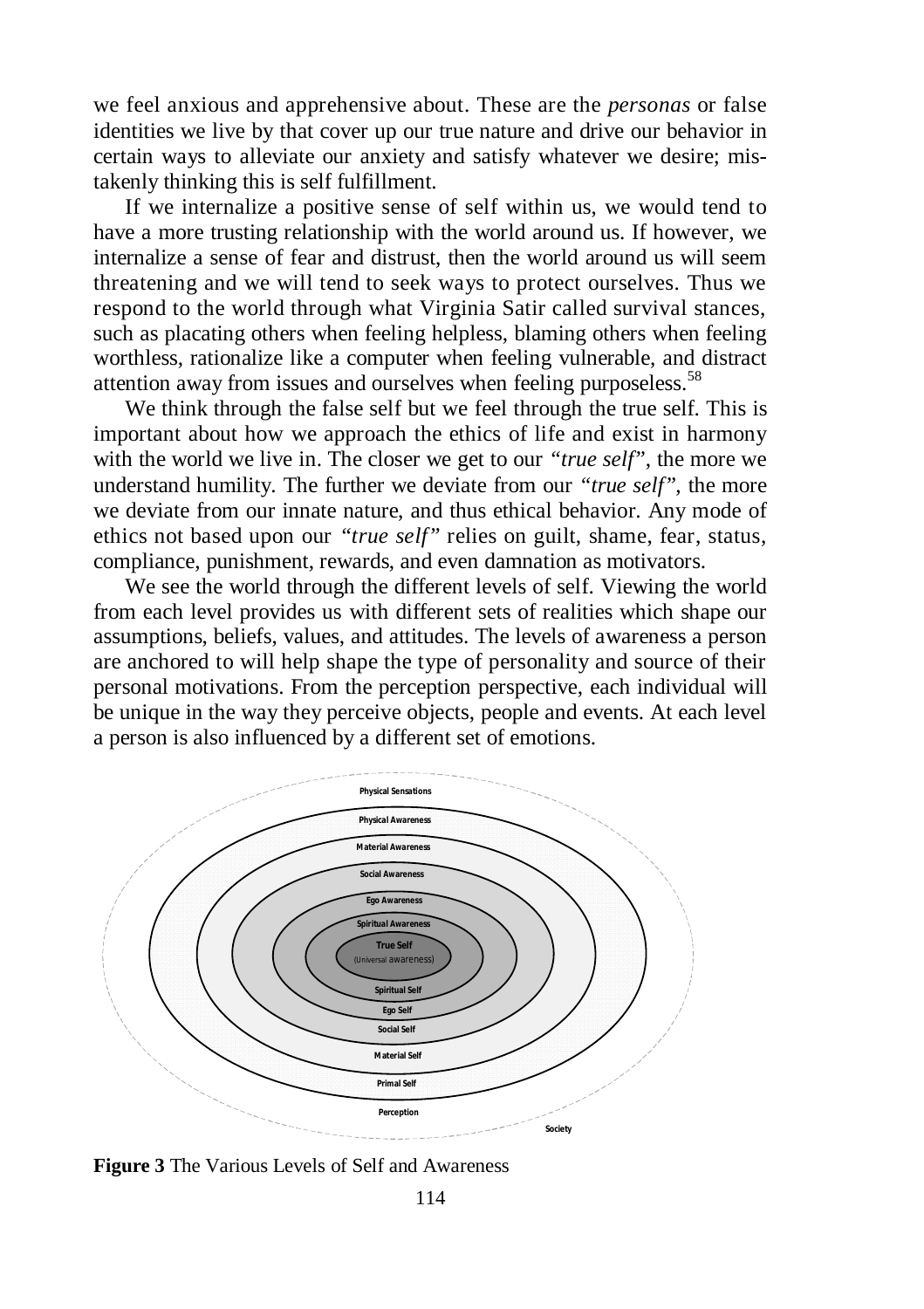we feel anxious and apprehensive about. These are the *personas* or false identities we live by that cover up our true nature and drive our behavior in certain ways to alleviate our anxiety and satisfy whatever we desire; mistakenly thinking this is self fulfillment.

If we internalize a positive sense of self within us, we would tend to have a more trusting relationship with the world around us. If however, we internalize a sense of fear and distrust, then the world around us will seem threatening and we will tend to seek ways to protect ourselves. Thus we respond to the world through what Virginia Satir called survival stances, such as placating others when feeling helpless, blaming others when feeling worthless, rationalize like a computer when feeling vulnerable, and distract attention away from issues and ourselves when feeling purposeless.[58]

We think through the false self but we feel through the true self. This is important about how we approach the ethics of life and exist in harmony with the world we live in. The closer we get to our *"true self"*, the more we understand humility. The further we deviate from our *"true self"*, the more we deviate from our innate nature, and thus ethical behavior. Any mode of ethics not based upon our *"true self"* relies on guilt, shame, fear, status, compliance, punishment, rewards, and even damnation as motivators.

We see the world through the different levels of self. Viewing the world from each level provides us with different sets of realities which shape our assumptions, beliefs, values, and attitudes. The levels of awareness a person are anchored to will help shape the type of personality and source of their personal motivations. From the perception perspective, each individual will be unique in the way they perceive objects, people and events. At each level a person is also influenced by a different set of emotions.

Physical Sensations
Physical Awareness
Material Awareness
Social Awareness
Ego Awareness
Spiritual Awareness
True Self
(Universal awareness)
Spiritual Self
Ego Self
Social Self
Material Self
Primal Self
Perception
Society

**Figure 3** The Various Levels of Self and Awareness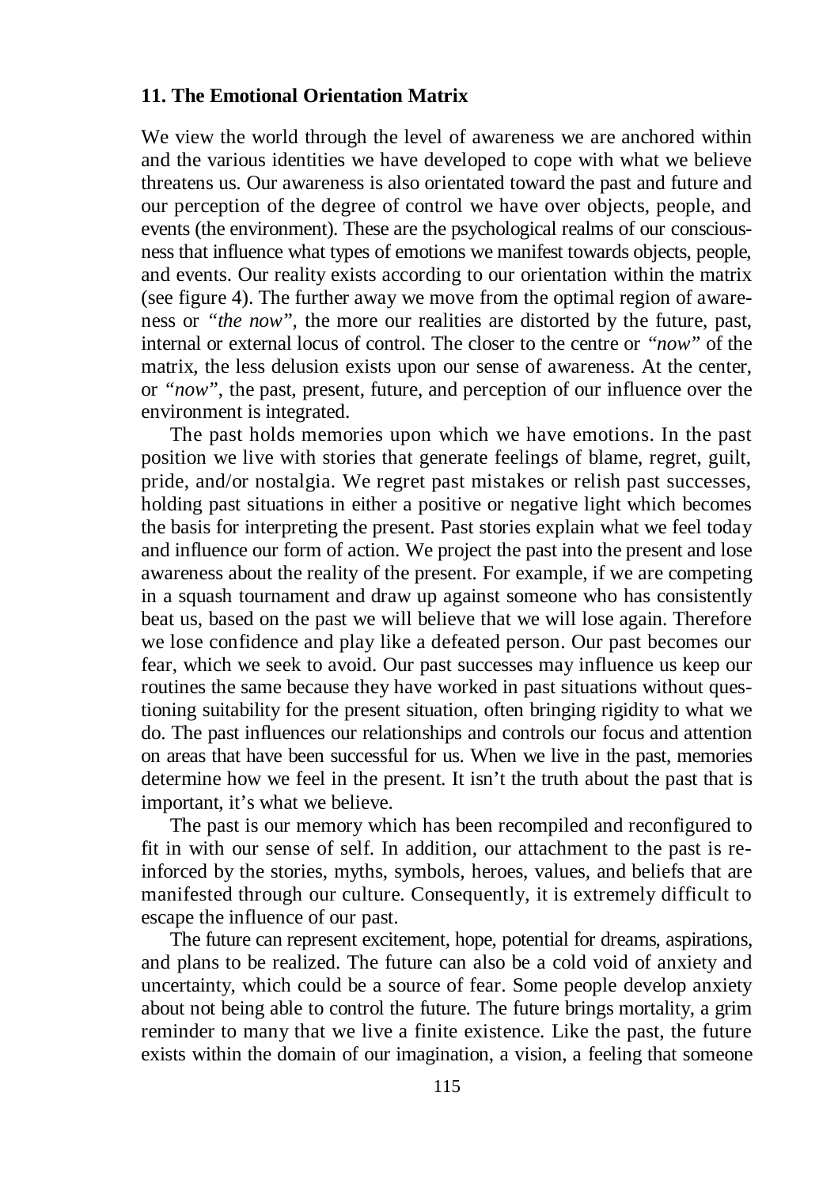### 11. The Emotional Orientation Matrix

We view the world through the level of awareness we are anchored within and the various identities we have developed to cope with what we believe threatens us. Our awareness is also orientated toward the past and future and our perception of the degree of control we have over objects, people, and events (the environment). These are the psychological realms of our consciousness that influence what types of emotions we manifest towards objects, people, and events. Our reality exists according to our orientation within the matrix (see figure 4). The further away we move from the optimal region of awareness or *"the now"*, the more our realities are distorted by the future, past, internal or external locus of control. The closer to the centre or *"now"* of the matrix, the less delusion exists upon our sense of awareness. At the center, or *"now"*, the past, present, future, and perception of our influence over the environment is integrated.

The past holds memories upon which we have emotions. In the past position we live with stories that generate feelings of blame, regret, guilt, pride, and/or nostalgia. We regret past mistakes or relish past successes, holding past situations in either a positive or negative light which becomes the basis for interpreting the present. Past stories explain what we feel today and influence our form of action. We project the past into the present and lose awareness about the reality of the present. For example, if we are competing in a squash tournament and draw up against someone who has consistently beat us, based on the past we will believe that we will lose again. Therefore we lose confidence and play like a defeated person. Our past becomes our fear, which we seek to avoid. Our past successes may influence us keep our routines the same because they have worked in past situations without questioning suitability for the present situation, often bringing rigidity to what we do. The past influences our relationships and controls our focus and attention on areas that have been successful for us. When we live in the past, memories determine how we feel in the present. It isn't the truth about the past that is important, it's what we believe.

The past is our memory which has been recompiled and reconfigured to fit in with our sense of self. In addition, our attachment to the past is reinforced by the stories, myths, symbols, heroes, values, and beliefs that are manifested through our culture. Consequently, it is extremely difficult to escape the influence of our past.

The future can represent excitement, hope, potential for dreams, aspirations, and plans to be realized. The future can also be a cold void of anxiety and uncertainty, which could be a source of fear. Some people develop anxiety about not being able to control the future. The future brings mortality, a grim reminder to many that we live a finite existence. Like the past, the future exists within the domain of our imagination, a vision, a feeling that someone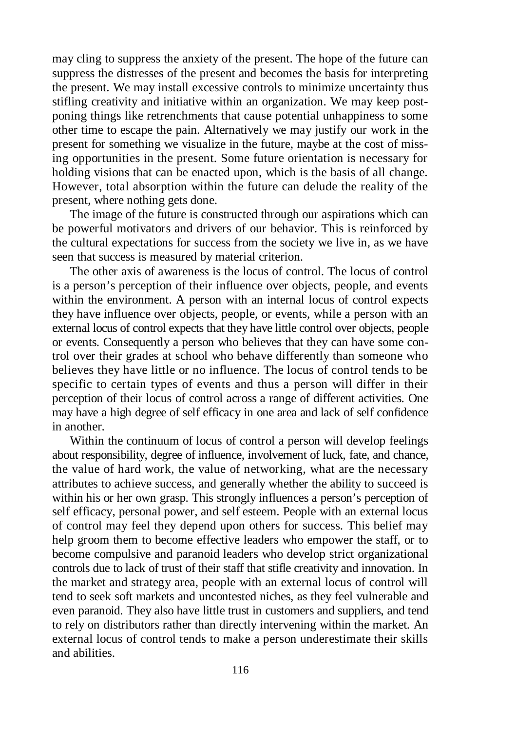may cling to suppress the anxiety of the present. The hope of the future can suppress the distresses of the present and becomes the basis for interpreting the present. We may install excessive controls to minimize uncertainty thus stifling creativity and initiative within an organization. We may keep postponing things like retrenchments that cause potential unhappiness to some other time to escape the pain. Alternatively we may justify our work in the present for something we visualize in the future, maybe at the cost of missing opportunities in the present. Some future orientation is necessary for holding visions that can be enacted upon, which is the basis of all change. However, total absorption within the future can delude the reality of the present, where nothing gets done.

The image of the future is constructed through our aspirations which can be powerful motivators and drivers of our behavior. This is reinforced by the cultural expectations for success from the society we live in, as we have seen that success is measured by material criterion.

The other axis of awareness is the locus of control. The locus of control is a person's perception of their influence over objects, people, and events within the environment. A person with an internal locus of control expects they have influence over objects, people, or events, while a person with an external locus of control expects that they have little control over objects, people or events. Consequently a person who believes that they can have some control over their grades at school who behave differently than someone who believes they have little or no influence. The locus of control tends to be specific to certain types of events and thus a person will differ in their perception of their locus of control across a range of different activities. One may have a high degree of self efficacy in one area and lack of self confidence in another.

Within the continuum of locus of control a person will develop feelings about responsibility, degree of influence, involvement of luck, fate, and chance, the value of hard work, the value of networking, what are the necessary attributes to achieve success, and generally whether the ability to succeed is within his or her own grasp. This strongly influences a person's perception of self efficacy, personal power, and self esteem. People with an external locus of control may feel they depend upon others for success. This belief may help groom them to become effective leaders who empower the staff, or to become compulsive and paranoid leaders who develop strict organizational controls due to lack of trust of their staff that stifle creativity and innovation. In the market and strategy area, people with an external locus of control will tend to seek soft markets and uncontested niches, as they feel vulnerable and even paranoid. They also have little trust in customers and suppliers, and tend to rely on distributors rather than directly intervening within the market. An external locus of control tends to make a person underestimate their skills and abilities.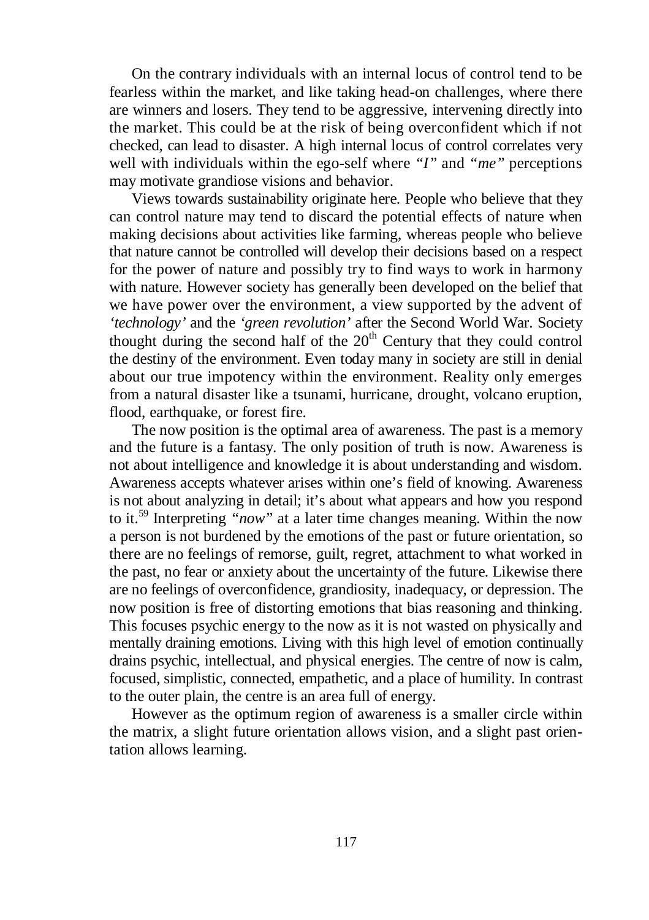On the contrary individuals with an internal locus of control tend to be fearless within the market, and like taking head-on challenges, where there are winners and losers. They tend to be aggressive, intervening directly into the market. This could be at the risk of being overconfident which if not checked, can lead to disaster. A high internal locus of control correlates very well with individuals within the ego-self where *"I"* and *"me"* perceptions may motivate grandiose visions and behavior.

Views towards sustainability originate here. People who believe that they can control nature may tend to discard the potential effects of nature when making decisions about activities like farming, whereas people who believe that nature cannot be controlled will develop their decisions based on a respect for the power of nature and possibly try to find ways to work in harmony with nature. However society has generally been developed on the belief that we have power over the environment, a view supported by the advent of *'technology'* and the *'green revolution'* after the Second World War. Society thought during the second half of the 20th Century that they could control the destiny of the environment. Even today many in society are still in denial about our true impotency within the environment. Reality only emerges from a natural disaster like a tsunami, hurricane, drought, volcano eruption, flood, earthquake, or forest fire.

The now position is the optimal area of awareness. The past is a memory and the future is a fantasy. The only position of truth is now. Awareness is not about intelligence and knowledge it is about understanding and wisdom. Awareness accepts whatever arises within one's field of knowing. Awareness is not about analyzing in detail; it's about what appears and how you respond to it.[59] Interpreting *"now"* at a later time changes meaning. Within the now a person is not burdened by the emotions of the past or future orientation, so there are no feelings of remorse, guilt, regret, attachment to what worked in the past, no fear or anxiety about the uncertainty of the future. Likewise there are no feelings of overconfidence, grandiosity, inadequacy, or depression. The now position is free of distorting emotions that bias reasoning and thinking. This focuses psychic energy to the now as it is not wasted on physically and mentally draining emotions. Living with this high level of emotion continually drains psychic, intellectual, and physical energies. The centre of now is calm, focused, simplistic, connected, empathetic, and a place of humility. In contrast to the outer plain, the centre is an area full of energy.

However as the optimum region of awareness is a smaller circle within the matrix, a slight future orientation allows vision, and a slight past orientation allows learning.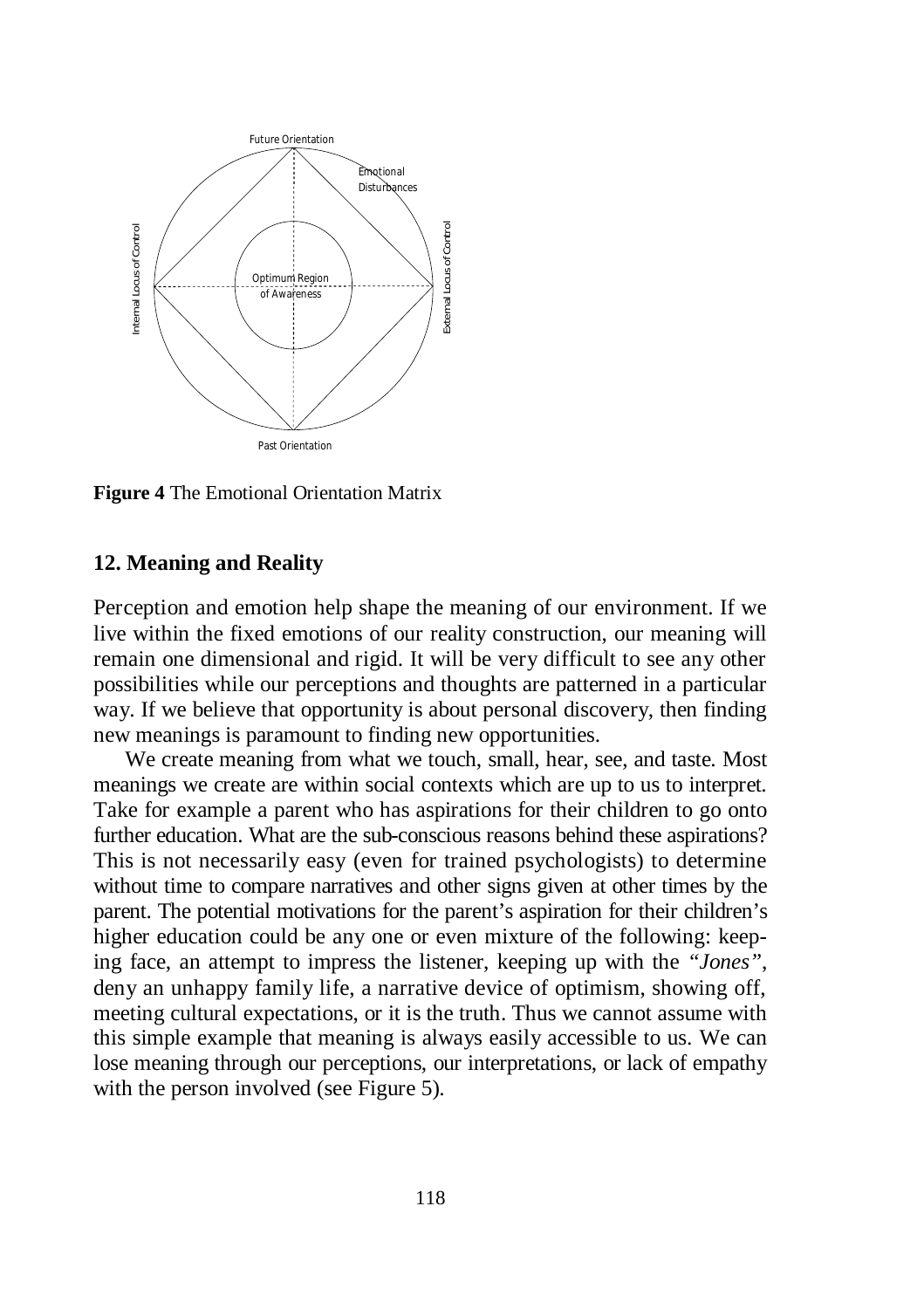Future Orientation

Emotional Disturbances

Internal Locus of Control

External Locus of Control

Optimum Region of Awareness

Past Orientation

**Figure 4** The Emotional Orientation Matrix

## 12. Meaning and Reality

Perception and emotion help shape the meaning of our environment. If we live within the fixed emotions of our reality construction, our meaning will remain one dimensional and rigid. It will be very difficult to see any other possibilities while our perceptions and thoughts are patterned in a particular way. If we believe that opportunity is about personal discovery, then finding new meanings is paramount to finding new opportunities.

We create meaning from what we touch, small, hear, see, and taste. Most meanings we create are within social contexts which are up to us to interpret. Take for example a parent who has aspirations for their children to go onto further education. What are the sub-conscious reasons behind these aspirations? This is not necessarily easy (even for trained psychologists) to determine without time to compare narratives and other signs given at other times by the parent. The potential motivations for the parent's aspiration for their children's higher education could be any one or even mixture of the following: keeping face, an attempt to impress the listener, keeping up with the "*Jones*", deny an unhappy family life, a narrative device of optimism, showing off, meeting cultural expectations, or it is the truth. Thus we cannot assume with this simple example that meaning is always easily accessible to us. We can lose meaning through our perceptions, our interpretations, or lack of empathy with the person involved (see Figure 5).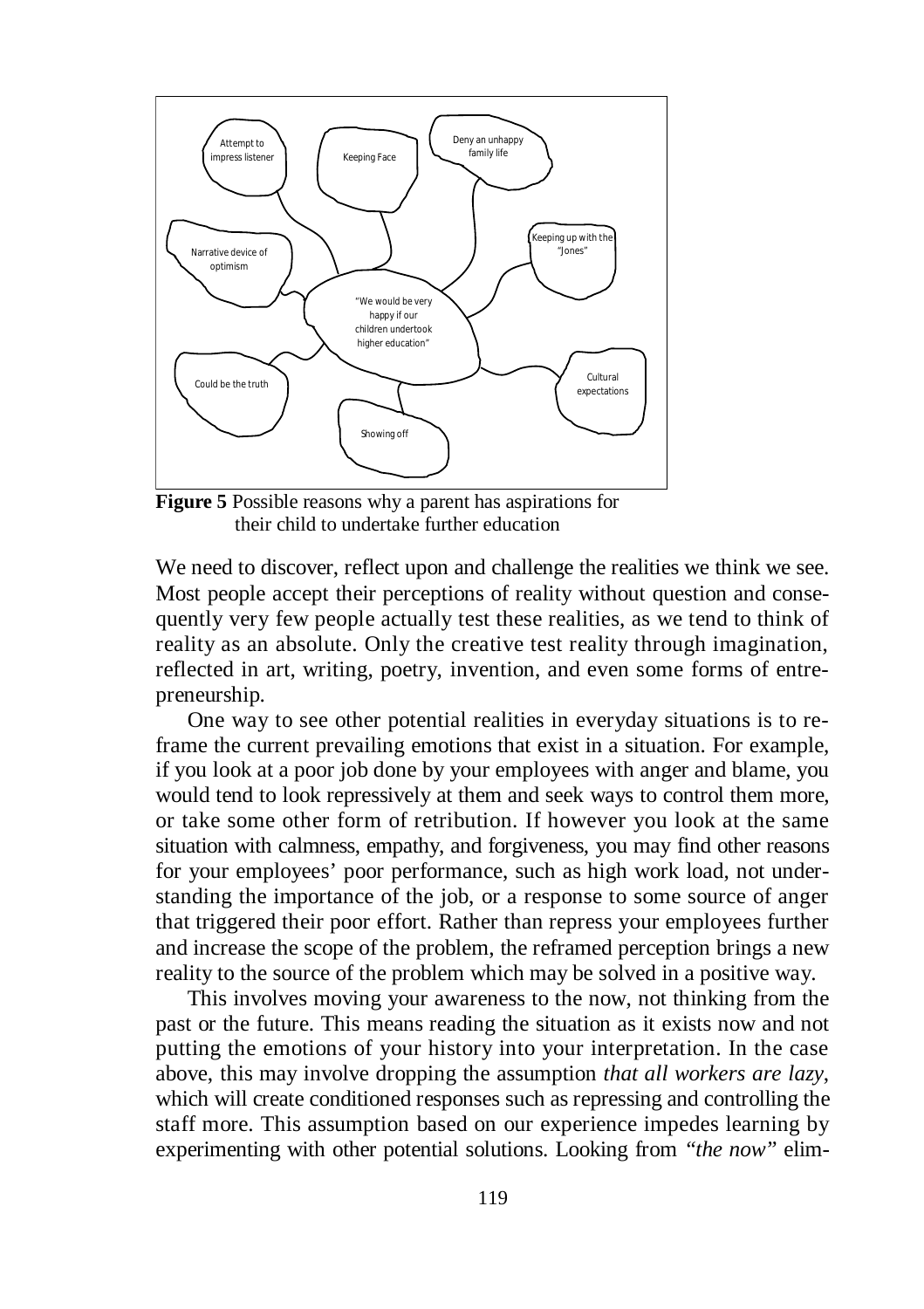"We would be very happy if our children undertook higher education"

- Attempt to impress listener
- Keeping Face
- Deny an unhappy family life
- Keeping up with the "Jones"
- Cultural expectations
- Showing off
- Could be the truth
- Narrative device of optimism

**Figure 5** Possible reasons why a parent has aspirations for their child to undertake further education

We need to discover, reflect upon and challenge the realities we think we see. Most people accept their perceptions of reality without question and consequently very few people actually test these realities, as we tend to think of reality as an absolute. Only the creative test reality through imagination, reflected in art, writing, poetry, invention, and even some forms of entrepreneurship.

One way to see other potential realities in everyday situations is to reframe the current prevailing emotions that exist in a situation. For example, if you look at a poor job done by your employees with anger and blame, you would tend to look repressively at them and seek ways to control them more, or take some other form of retribution. If however you look at the same situation with calmness, empathy, and forgiveness, you may find other reasons for your employees' poor performance, such as high work load, not understanding the importance of the job, or a response to some source of anger that triggered their poor effort. Rather than repress your employees further and increase the scope of the problem, the reframed perception brings a new reality to the source of the problem which may be solved in a positive way.

This involves moving your awareness to the now, not thinking from the past or the future. This means reading the situation as it exists now and not putting the emotions of your history into your interpretation. In the case above, this may involve dropping the assumption *that all workers are lazy*, which will create conditioned responses such as repressing and controlling the staff more. This assumption based on our experience impedes learning by experimenting with other potential solutions. Looking from *"the now"* elim-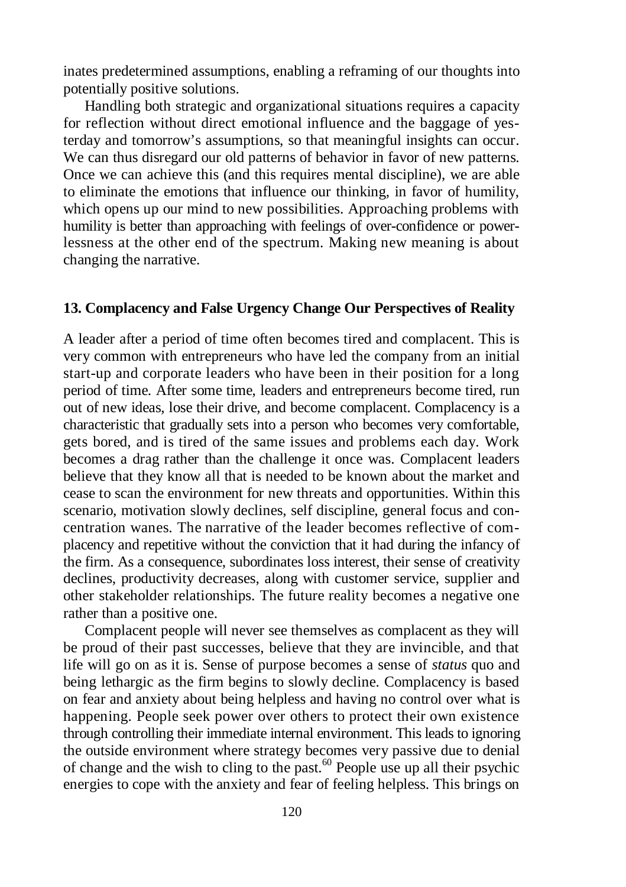inates predetermined assumptions, enabling a reframing of our thoughts into potentially positive solutions.

Handling both strategic and organizational situations requires a capacity for reflection without direct emotional influence and the baggage of yesterday and tomorrow's assumptions, so that meaningful insights can occur. We can thus disregard our old patterns of behavior in favor of new patterns. Once we can achieve this (and this requires mental discipline), we are able to eliminate the emotions that influence our thinking, in favor of humility, which opens up our mind to new possibilities. Approaching problems with humility is better than approaching with feelings of over-confidence or powerlessness at the other end of the spectrum. Making new meaning is about changing the narrative.

### 13. Complacency and False Urgency Change Our Perspectives of Reality

A leader after a period of time often becomes tired and complacent. This is very common with entrepreneurs who have led the company from an initial start-up and corporate leaders who have been in their position for a long period of time. After some time, leaders and entrepreneurs become tired, run out of new ideas, lose their drive, and become complacent. Complacency is a characteristic that gradually sets into a person who becomes very comfortable, gets bored, and is tired of the same issues and problems each day. Work becomes a drag rather than the challenge it once was. Complacent leaders believe that they know all that is needed to be known about the market and cease to scan the environment for new threats and opportunities. Within this scenario, motivation slowly declines, self discipline, general focus and concentration wanes. The narrative of the leader becomes reflective of complacency and repetitive without the conviction that it had during the infancy of the firm. As a consequence, subordinates loss interest, their sense of creativity declines, productivity decreases, along with customer service, supplier and other stakeholder relationships. The future reality becomes a negative one rather than a positive one.

Complacent people will never see themselves as complacent as they will be proud of their past successes, believe that they are invincible, and that life will go on as it is. Sense of purpose becomes a sense of *status* quo and being lethargic as the firm begins to slowly decline. Complacency is based on fear and anxiety about being helpless and having no control over what is happening. People seek power over others to protect their own existence through controlling their immediate internal environment. This leads to ignoring the outside environment where strategy becomes very passive due to denial of change and the wish to cling to the past.[60] People use up all their psychic energies to cope with the anxiety and fear of feeling helpless. This brings on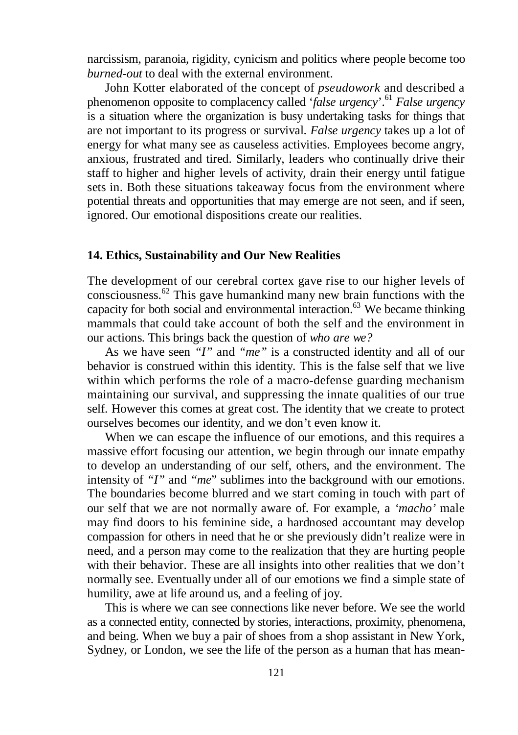narcissism, paranoia, rigidity, cynicism and politics where people become too *burned-out* to deal with the external environment.

John Kotter elaborated of the concept of *pseudowork* and described a phenomenon opposite to complacency called '*false urgency*'.[61] *False urgency* is a situation where the organization is busy undertaking tasks for things that are not important to its progress or survival. *False urgency* takes up a lot of energy for what many see as causeless activities. Employees become angry, anxious, frustrated and tired. Similarly, leaders who continually drive their staff to higher and higher levels of activity, drain their energy until fatigue sets in. Both these situations takeaway focus from the environment where potential threats and opportunities that may emerge are not seen, and if seen, ignored. Our emotional dispositions create our realities.

## 14. Ethics, Sustainability and Our New Realities

The development of our cerebral cortex gave rise to our higher levels of consciousness.[62] This gave humankind many new brain functions with the capacity for both social and environmental interaction.[63] We became thinking mammals that could take account of both the self and the environment in our actions. This brings back the question of *who are we?*

As we have seen *"I"* and *"me"* is a constructed identity and all of our behavior is construed within this identity. This is the false self that we live within which performs the role of a macro-defense guarding mechanism maintaining our survival, and suppressing the innate qualities of our true self. However this comes at great cost. The identity that we create to protect ourselves becomes our identity, and we don't even know it.

When we can escape the influence of our emotions, and this requires a massive effort focusing our attention, we begin through our innate empathy to develop an understanding of our self, others, and the environment. The intensity of *"I"* and *"me*" sublimes into the background with our emotions. The boundaries become blurred and we start coming in touch with part of our self that we are not normally aware of. For example, a *'macho'* male may find doors to his feminine side, a hardnosed accountant may develop compassion for others in need that he or she previously didn't realize were in need, and a person may come to the realization that they are hurting people with their behavior. These are all insights into other realities that we don't normally see. Eventually under all of our emotions we find a simple state of humility, awe at life around us, and a feeling of joy.

This is where we can see connections like never before. We see the world as a connected entity, connected by stories, interactions, proximity, phenomena, and being. When we buy a pair of shoes from a shop assistant in New York, Sydney, or London, we see the life of the person as a human that has mean-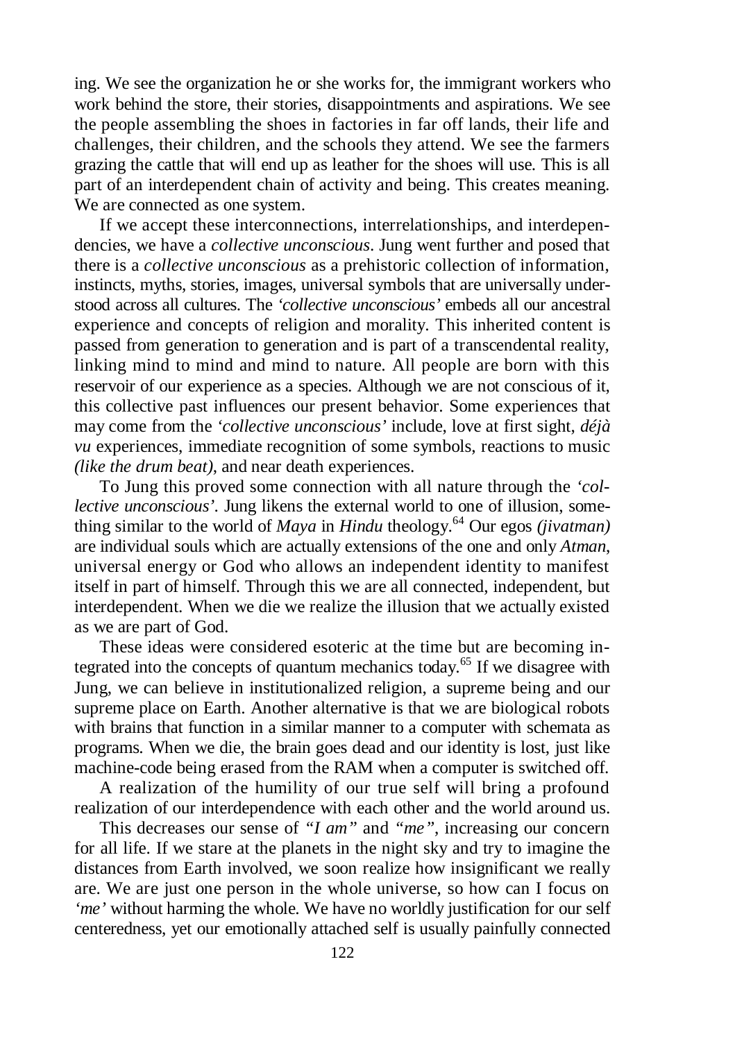ing. We see the organization he or she works for, the immigrant workers who work behind the store, their stories, disappointments and aspirations. We see the people assembling the shoes in factories in far off lands, their life and challenges, their children, and the schools they attend. We see the farmers grazing the cattle that will end up as leather for the shoes will use. This is all part of an interdependent chain of activity and being. This creates meaning. We are connected as one system.

If we accept these interconnections, interrelationships, and interdependencies, we have a *collective unconscious*. Jung went further and posed that there is a *collective unconscious* as a prehistoric collection of information, instincts, myths, stories, images, universal symbols that are universally understood across all cultures. The *'collective unconscious'* embeds all our ancestral experience and concepts of religion and morality. This inherited content is passed from generation to generation and is part of a transcendental reality, linking mind to mind and mind to nature. All people are born with this reservoir of our experience as a species. Although we are not conscious of it, this collective past influences our present behavior. Some experiences that may come from the *'collective unconscious'* include, love at first sight, *déjà vu* experiences, immediate recognition of some symbols, reactions to music *(like the drum beat)*, and near death experiences.

To Jung this proved some connection with all nature through the *'collective unconscious'*. Jung likens the external world to one of illusion, something similar to the world of *Maya* in *Hindu* theology.[64] Our egos *(jivatman)* are individual souls which are actually extensions of the one and only *Atman*, universal energy or God who allows an independent identity to manifest itself in part of himself. Through this we are all connected, independent, but interdependent. When we die we realize the illusion that we actually existed as we are part of God.

These ideas were considered esoteric at the time but are becoming integrated into the concepts of quantum mechanics today.[65] If we disagree with Jung, we can believe in institutionalized religion, a supreme being and our supreme place on Earth. Another alternative is that we are biological robots with brains that function in a similar manner to a computer with schemata as programs. When we die, the brain goes dead and our identity is lost, just like machine-code being erased from the RAM when a computer is switched off.

A realization of the humility of our true self will bring a profound realization of our interdependence with each other and the world around us.

This decreases our sense of *"I am"* and *"me"*, increasing our concern for all life. If we stare at the planets in the night sky and try to imagine the distances from Earth involved, we soon realize how insignificant we really are. We are just one person in the whole universe, so how can I focus on *'me'* without harming the whole. We have no worldly justification for our self centeredness, yet our emotionally attached self is usually painfully connected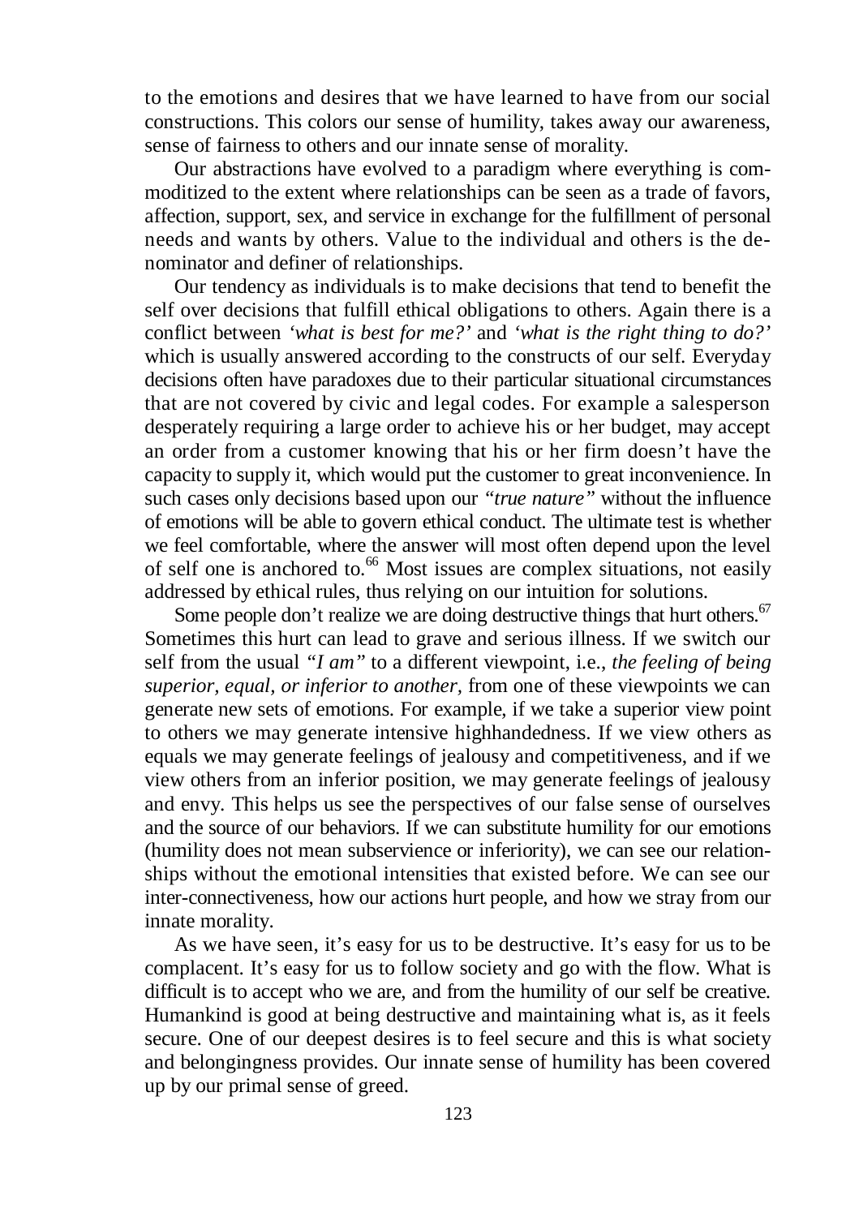to the emotions and desires that we have learned to have from our social constructions. This colors our sense of humility, takes away our awareness, sense of fairness to others and our innate sense of morality.

Our abstractions have evolved to a paradigm where everything is commoditized to the extent where relationships can be seen as a trade of favors, affection, support, sex, and service in exchange for the fulfillment of personal needs and wants by others. Value to the individual and others is the denominator and definer of relationships.

Our tendency as individuals is to make decisions that tend to benefit the self over decisions that fulfill ethical obligations to others. Again there is a conflict between *'what is best for me?'* and *'what is the right thing to do?'* which is usually answered according to the constructs of our self. Everyday decisions often have paradoxes due to their particular situational circumstances that are not covered by civic and legal codes. For example a salesperson desperately requiring a large order to achieve his or her budget, may accept an order from a customer knowing that his or her firm doesn't have the capacity to supply it, which would put the customer to great inconvenience. In such cases only decisions based upon our *"true nature"* without the influence of emotions will be able to govern ethical conduct. The ultimate test is whether we feel comfortable, where the answer will most often depend upon the level of self one is anchored to.[66] Most issues are complex situations, not easily addressed by ethical rules, thus relying on our intuition for solutions.

Some people don't realize we are doing destructive things that hurt others.[67] Sometimes this hurt can lead to grave and serious illness. If we switch our self from the usual *"I am"* to a different viewpoint, i.e., *the feeling of being superior, equal, or inferior to another,* from one of these viewpoints we can generate new sets of emotions. For example, if we take a superior view point to others we may generate intensive highhandedness. If we view others as equals we may generate feelings of jealousy and competitiveness, and if we view others from an inferior position, we may generate feelings of jealousy and envy. This helps us see the perspectives of our false sense of ourselves and the source of our behaviors. If we can substitute humility for our emotions (humility does not mean subservience or inferiority), we can see our relationships without the emotional intensities that existed before. We can see our inter-connectiveness, how our actions hurt people, and how we stray from our innate morality.

As we have seen, it's easy for us to be destructive. It's easy for us to be complacent. It's easy for us to follow society and go with the flow. What is difficult is to accept who we are, and from the humility of our self be creative. Humankind is good at being destructive and maintaining what is, as it feels secure. One of our deepest desires is to feel secure and this is what society and belongingness provides. Our innate sense of humility has been covered up by our primal sense of greed.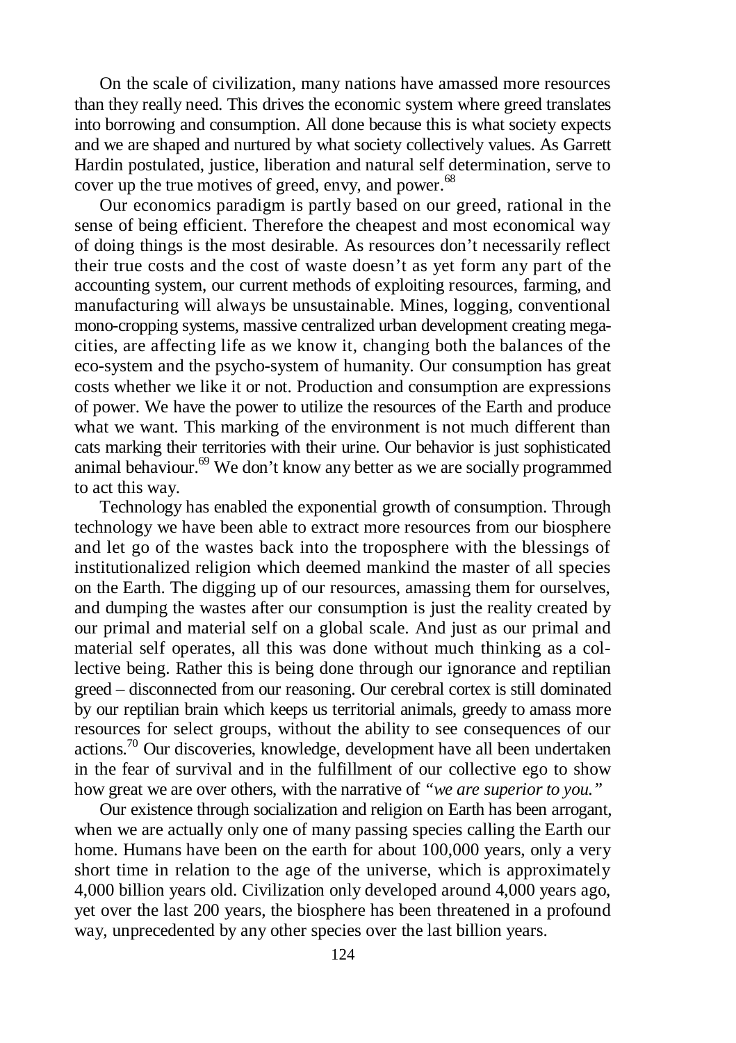On the scale of civilization, many nations have amassed more resources than they really need. This drives the economic system where greed translates into borrowing and consumption. All done because this is what society expects and we are shaped and nurtured by what society collectively values. As Garrett Hardin postulated, justice, liberation and natural self determination, serve to cover up the true motives of greed, envy, and power.[68]

Our economics paradigm is partly based on our greed, rational in the sense of being efficient. Therefore the cheapest and most economical way of doing things is the most desirable. As resources don't necessarily reflect their true costs and the cost of waste doesn't as yet form any part of the accounting system, our current methods of exploiting resources, farming, and manufacturing will always be unsustainable. Mines, logging, conventional mono-cropping systems, massive centralized urban development creating mega-cities, are affecting life as we know it, changing both the balances of the eco-system and the psycho-system of humanity. Our consumption has great costs whether we like it or not. Production and consumption are expressions of power. We have the power to utilize the resources of the Earth and produce what we want. This marking of the environment is not much different than cats marking their territories with their urine. Our behavior is just sophisticated animal behaviour.[69] We don't know any better as we are socially programmed to act this way.

Technology has enabled the exponential growth of consumption. Through technology we have been able to extract more resources from our biosphere and let go of the wastes back into the troposphere with the blessings of institutionalized religion which deemed mankind the master of all species on the Earth. The digging up of our resources, amassing them for ourselves, and dumping the wastes after our consumption is just the reality created by our primal and material self on a global scale. And just as our primal and material self operates, all this was done without much thinking as a collective being. Rather this is being done through our ignorance and reptilian greed – disconnected from our reasoning. Our cerebral cortex is still dominated by our reptilian brain which keeps us territorial animals, greedy to amass more resources for select groups, without the ability to see consequences of our actions.[70] Our discoveries, knowledge, development have all been undertaken in the fear of survival and in the fulfillment of our collective ego to show how great we are over others, with the narrative of *"we are superior to you."*

Our existence through socialization and religion on Earth has been arrogant, when we are actually only one of many passing species calling the Earth our home. Humans have been on the earth for about 100,000 years, only a very short time in relation to the age of the universe, which is approximately 4,000 billion years old. Civilization only developed around 4,000 years ago, yet over the last 200 years, the biosphere has been threatened in a profound way, unprecedented by any other species over the last billion years.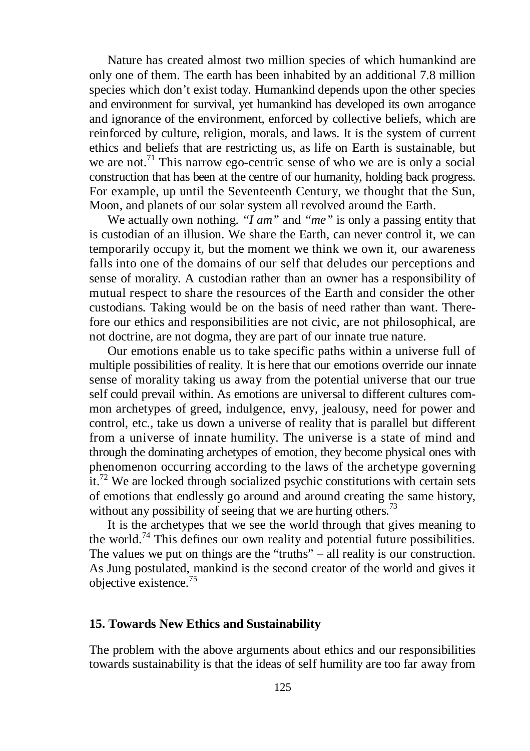Nature has created almost two million species of which humankind are only one of them. The earth has been inhabited by an additional 7.8 million species which don't exist today. Humankind depends upon the other species and environment for survival, yet humankind has developed its own arrogance and ignorance of the environment, enforced by collective beliefs, which are reinforced by culture, religion, morals, and laws. It is the system of current ethics and beliefs that are restricting us, as life on Earth is sustainable, but we are not.[71] This narrow ego-centric sense of who we are is only a social construction that has been at the centre of our humanity, holding back progress. For example, up until the Seventeenth Century, we thought that the Sun, Moon, and planets of our solar system all revolved around the Earth.

We actually own nothing. *"I am"* and *"me"* is only a passing entity that is custodian of an illusion. We share the Earth, can never control it, we can temporarily occupy it, but the moment we think we own it, our awareness falls into one of the domains of our self that deludes our perceptions and sense of morality. A custodian rather than an owner has a responsibility of mutual respect to share the resources of the Earth and consider the other custodians. Taking would be on the basis of need rather than want. Therefore our ethics and responsibilities are not civic, are not philosophical, are not doctrine, are not dogma, they are part of our innate true nature.

Our emotions enable us to take specific paths within a universe full of multiple possibilities of reality. It is here that our emotions override our innate sense of morality taking us away from the potential universe that our true self could prevail within. As emotions are universal to different cultures common archetypes of greed, indulgence, envy, jealousy, need for power and control, etc., take us down a universe of reality that is parallel but different from a universe of innate humility. The universe is a state of mind and through the dominating archetypes of emotion, they become physical ones with phenomenon occurring according to the laws of the archetype governing it.[72] We are locked through socialized psychic constitutions with certain sets of emotions that endlessly go around and around creating the same history, without any possibility of seeing that we are hurting others.[73]

It is the archetypes that we see the world through that gives meaning to the world.[74] This defines our own reality and potential future possibilities. The values we put on things are the "truths" – all reality is our construction. As Jung postulated, mankind is the second creator of the world and gives it objective existence.[75]

## 15. Towards New Ethics and Sustainability

The problem with the above arguments about ethics and our responsibilities towards sustainability is that the ideas of self humility are too far away from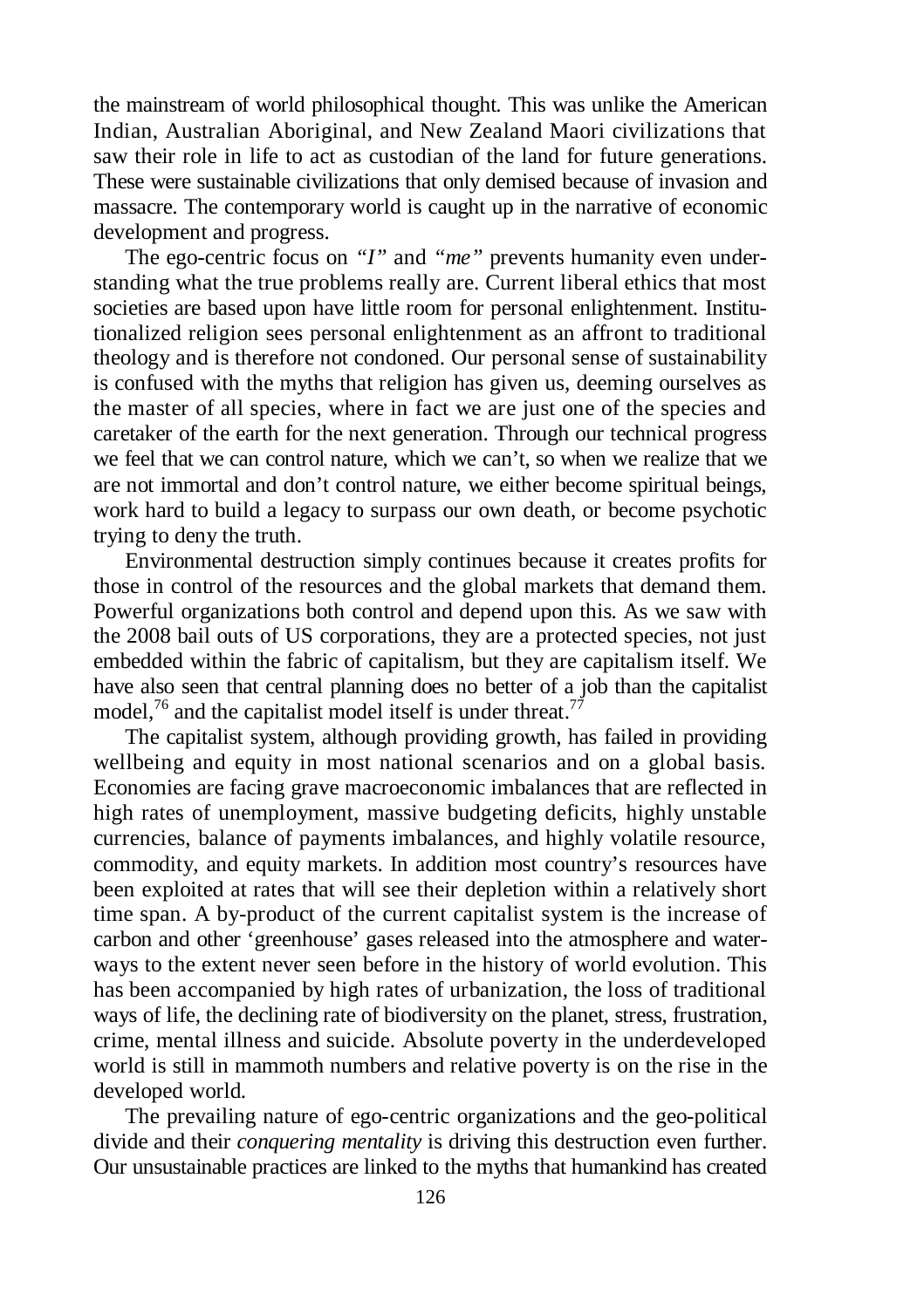the mainstream of world philosophical thought. This was unlike the American Indian, Australian Aboriginal, and New Zealand Maori civilizations that saw their role in life to act as custodian of the land for future generations. These were sustainable civilizations that only demised because of invasion and massacre. The contemporary world is caught up in the narrative of economic development and progress.

The ego-centric focus on *"I"* and *"me"* prevents humanity even understanding what the true problems really are. Current liberal ethics that most societies are based upon have little room for personal enlightenment. Institutionalized religion sees personal enlightenment as an affront to traditional theology and is therefore not condoned. Our personal sense of sustainability is confused with the myths that religion has given us, deeming ourselves as the master of all species, where in fact we are just one of the species and caretaker of the earth for the next generation. Through our technical progress we feel that we can control nature, which we can't, so when we realize that we are not immortal and don't control nature, we either become spiritual beings, work hard to build a legacy to surpass our own death, or become psychotic trying to deny the truth.

Environmental destruction simply continues because it creates profits for those in control of the resources and the global markets that demand them. Powerful organizations both control and depend upon this. As we saw with the 2008 bail outs of US corporations, they are a protected species, not just embedded within the fabric of capitalism, but they are capitalism itself. We have also seen that central planning does no better of a job than the capitalist model,[76] and the capitalist model itself is under threat.[77]

The capitalist system, although providing growth, has failed in providing wellbeing and equity in most national scenarios and on a global basis. Economies are facing grave macroeconomic imbalances that are reflected in high rates of unemployment, massive budgeting deficits, highly unstable currencies, balance of payments imbalances, and highly volatile resource, commodity, and equity markets. In addition most country's resources have been exploited at rates that will see their depletion within a relatively short time span. A by-product of the current capitalist system is the increase of carbon and other 'greenhouse' gases released into the atmosphere and waterways to the extent never seen before in the history of world evolution. This has been accompanied by high rates of urbanization, the loss of traditional ways of life, the declining rate of biodiversity on the planet, stress, frustration, crime, mental illness and suicide. Absolute poverty in the underdeveloped world is still in mammoth numbers and relative poverty is on the rise in the developed world.

The prevailing nature of ego-centric organizations and the geo-political divide and their *conquering mentality* is driving this destruction even further. Our unsustainable practices are linked to the myths that humankind has created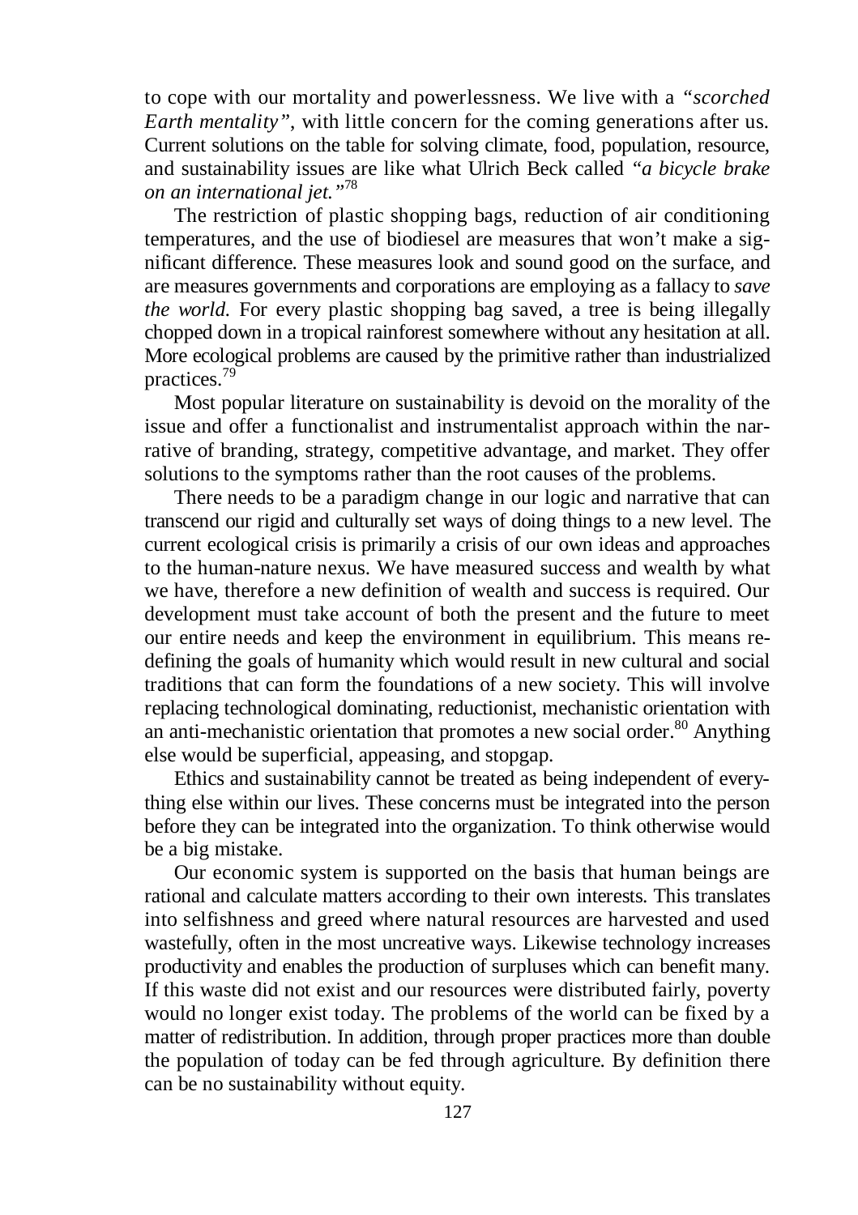to cope with our mortality and powerlessness. We live with a *"scorched Earth mentality"*, with little concern for the coming generations after us. Current solutions on the table for solving climate, food, population, resource, and sustainability issues are like what Ulrich Beck called *"a bicycle brake on an international jet."*[78]

The restriction of plastic shopping bags, reduction of air conditioning temperatures, and the use of biodiesel are measures that won't make a significant difference. These measures look and sound good on the surface, and are measures governments and corporations are employing as a fallacy to *save the world*. For every plastic shopping bag saved, a tree is being illegally chopped down in a tropical rainforest somewhere without any hesitation at all. More ecological problems are caused by the primitive rather than industrialized practices.[79]

Most popular literature on sustainability is devoid on the morality of the issue and offer a functionalist and instrumentalist approach within the narrative of branding, strategy, competitive advantage, and market. They offer solutions to the symptoms rather than the root causes of the problems.

There needs to be a paradigm change in our logic and narrative that can transcend our rigid and culturally set ways of doing things to a new level. The current ecological crisis is primarily a crisis of our own ideas and approaches to the human-nature nexus. We have measured success and wealth by what we have, therefore a new definition of wealth and success is required. Our development must take account of both the present and the future to meet our entire needs and keep the environment in equilibrium. This means redefining the goals of humanity which would result in new cultural and social traditions that can form the foundations of a new society. This will involve replacing technological dominating, reductionist, mechanistic orientation with an anti-mechanistic orientation that promotes a new social order.[80] Anything else would be superficial, appeasing, and stopgap.

Ethics and sustainability cannot be treated as being independent of everything else within our lives. These concerns must be integrated into the person before they can be integrated into the organization. To think otherwise would be a big mistake.

Our economic system is supported on the basis that human beings are rational and calculate matters according to their own interests. This translates into selfishness and greed where natural resources are harvested and used wastefully, often in the most uncreative ways. Likewise technology increases productivity and enables the production of surpluses which can benefit many. If this waste did not exist and our resources were distributed fairly, poverty would no longer exist today. The problems of the world can be fixed by a matter of redistribution. In addition, through proper practices more than double the population of today can be fed through agriculture. By definition there can be no sustainability without equity.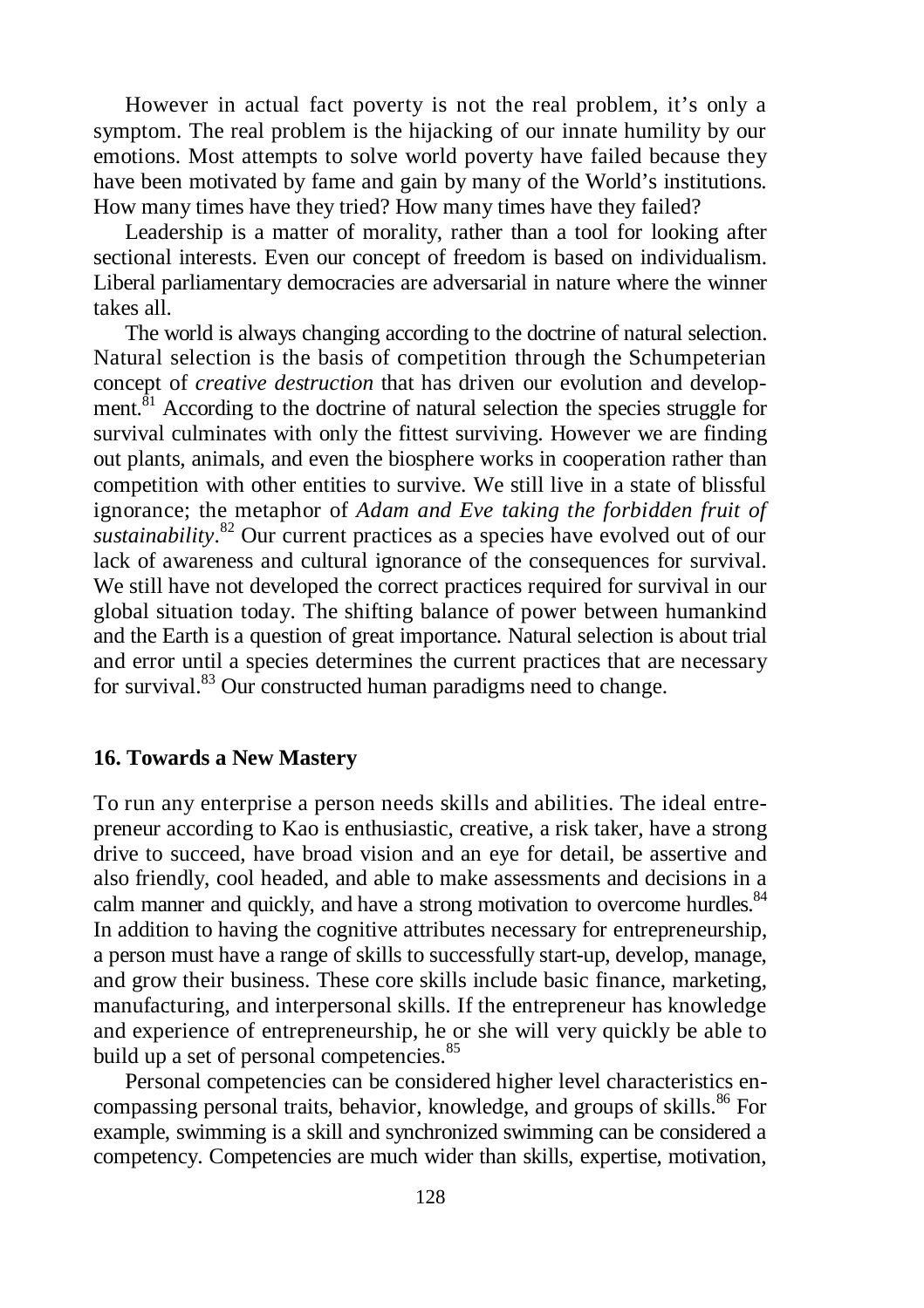However in actual fact poverty is not the real problem, it's only a symptom. The real problem is the hijacking of our innate humility by our emotions. Most attempts to solve world poverty have failed because they have been motivated by fame and gain by many of the World's institutions. How many times have they tried? How many times have they failed?

Leadership is a matter of morality, rather than a tool for looking after sectional interests. Even our concept of freedom is based on individualism. Liberal parliamentary democracies are adversarial in nature where the winner takes all.

The world is always changing according to the doctrine of natural selection. Natural selection is the basis of competition through the Schumpeterian concept of *creative destruction* that has driven our evolution and development.[81] According to the doctrine of natural selection the species struggle for survival culminates with only the fittest surviving. However we are finding out plants, animals, and even the biosphere works in cooperation rather than competition with other entities to survive. We still live in a state of blissful ignorance; the metaphor of *Adam and Eve taking the forbidden fruit of sustainability*.[82] Our current practices as a species have evolved out of our lack of awareness and cultural ignorance of the consequences for survival. We still have not developed the correct practices required for survival in our global situation today. The shifting balance of power between humankind and the Earth is a question of great importance. Natural selection is about trial and error until a species determines the current practices that are necessary for survival.[83] Our constructed human paradigms need to change.

## 16. Towards a New Mastery

To run any enterprise a person needs skills and abilities. The ideal entrepreneur according to Kao is enthusiastic, creative, a risk taker, have a strong drive to succeed, have broad vision and an eye for detail, be assertive and also friendly, cool headed, and able to make assessments and decisions in a calm manner and quickly, and have a strong motivation to overcome hurdles.[84] In addition to having the cognitive attributes necessary for entrepreneurship, a person must have a range of skills to successfully start-up, develop, manage, and grow their business. These core skills include basic finance, marketing, manufacturing, and interpersonal skills. If the entrepreneur has knowledge and experience of entrepreneurship, he or she will very quickly be able to build up a set of personal competencies.[85]

Personal competencies can be considered higher level characteristics encompassing personal traits, behavior, knowledge, and groups of skills.[86] For example, swimming is a skill and synchronized swimming can be considered a competency. Competencies are much wider than skills, expertise, motivation,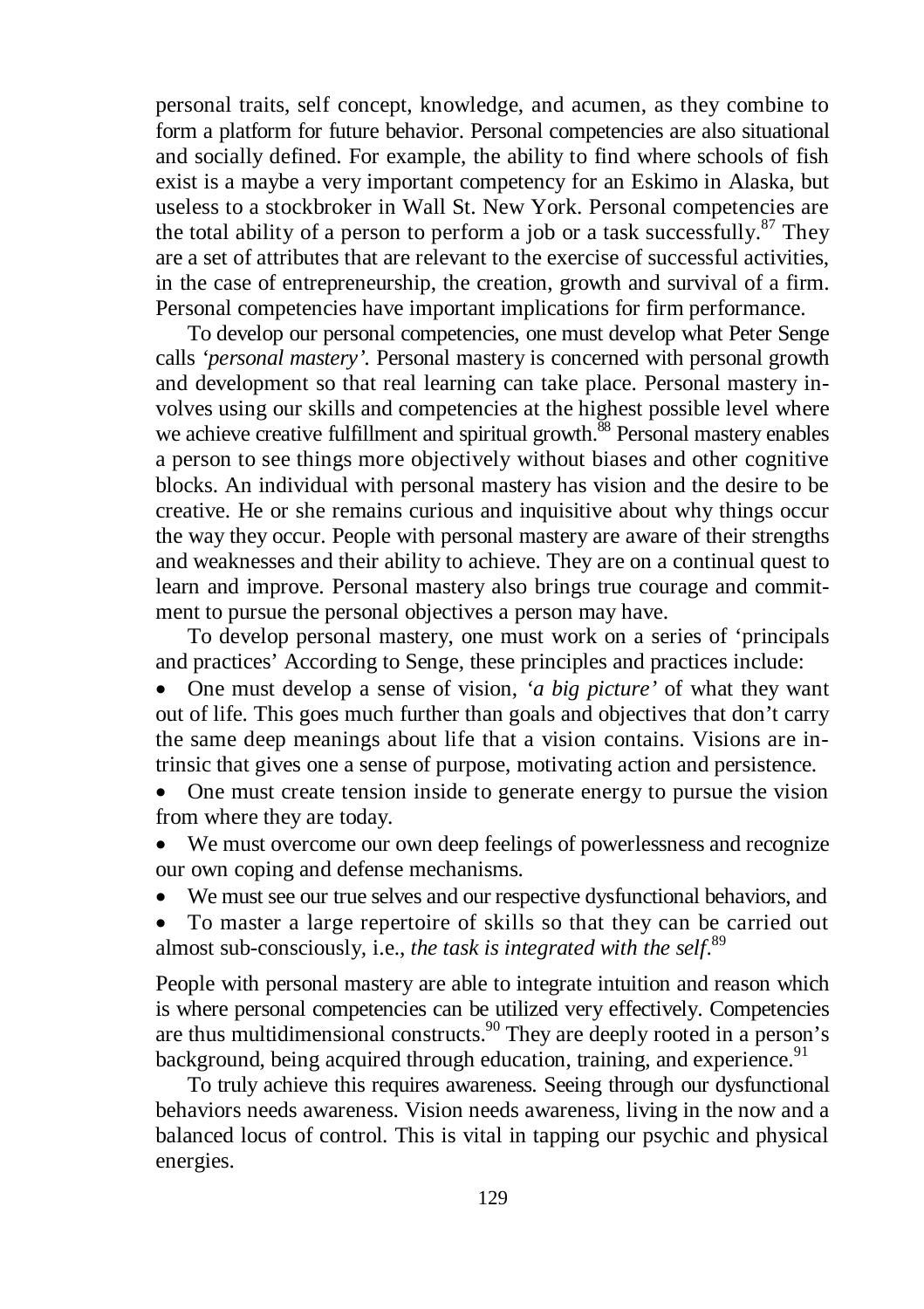personal traits, self concept, knowledge, and acumen, as they combine to form a platform for future behavior. Personal competencies are also situational and socially defined. For example, the ability to find where schools of fish exist is a maybe a very important competency for an Eskimo in Alaska, but useless to a stockbroker in Wall St. New York. Personal competencies are the total ability of a person to perform a job or a task successfully.[87] They are a set of attributes that are relevant to the exercise of successful activities, in the case of entrepreneurship, the creation, growth and survival of a firm. Personal competencies have important implications for firm performance.

To develop our personal competencies, one must develop what Peter Senge calls *'personal mastery'*. Personal mastery is concerned with personal growth and development so that real learning can take place. Personal mastery involves using our skills and competencies at the highest possible level where we achieve creative fulfillment and spiritual growth.[88] Personal mastery enables a person to see things more objectively without biases and other cognitive blocks. An individual with personal mastery has vision and the desire to be creative. He or she remains curious and inquisitive about why things occur the way they occur. People with personal mastery are aware of their strengths and weaknesses and their ability to achieve. They are on a continual quest to learn and improve. Personal mastery also brings true courage and commitment to pursue the personal objectives a person may have.

To develop personal mastery, one must work on a series of 'principals and practices' According to Senge, these principles and practices include:

- One must develop a sense of vision, *'a big picture'* of what they want out of life. This goes much further than goals and objectives that don't carry the same deep meanings about life that a vision contains. Visions are intrinsic that gives one a sense of purpose, motivating action and persistence.
- One must create tension inside to generate energy to pursue the vision from where they are today.
- We must overcome our own deep feelings of powerlessness and recognize our own coping and defense mechanisms.
- We must see our true selves and our respective dysfunctional behaviors, and
- To master a large repertoire of skills so that they can be carried out almost sub-consciously, i.e., *the task is integrated with the self*.[89]

People with personal mastery are able to integrate intuition and reason which is where personal competencies can be utilized very effectively. Competencies are thus multidimensional constructs.[90] They are deeply rooted in a person's background, being acquired through education, training, and experience.[91]

To truly achieve this requires awareness. Seeing through our dysfunctional behaviors needs awareness. Vision needs awareness, living in the now and a balanced locus of control. This is vital in tapping our psychic and physical energies.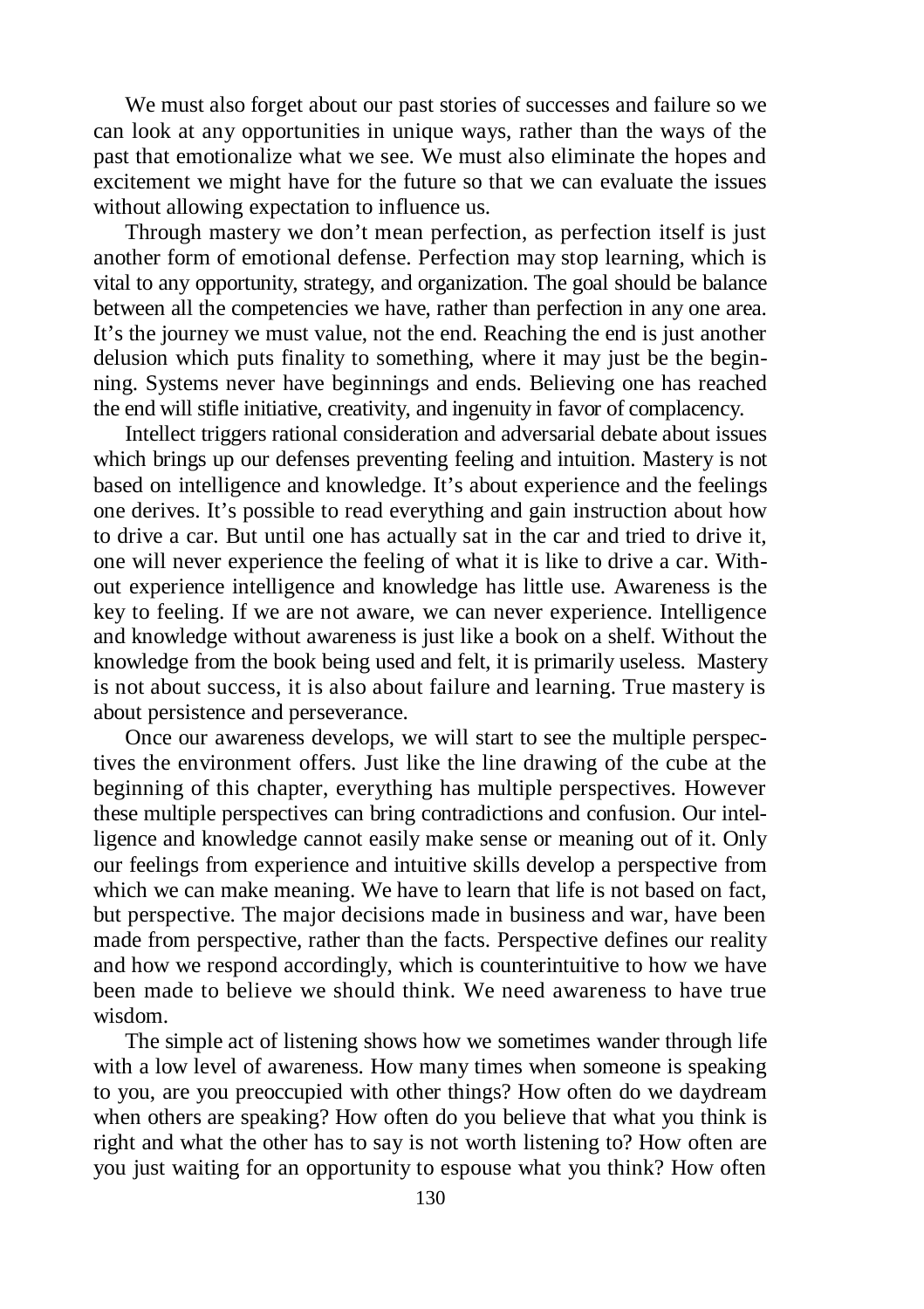We must also forget about our past stories of successes and failure so we can look at any opportunities in unique ways, rather than the ways of the past that emotionalize what we see. We must also eliminate the hopes and excitement we might have for the future so that we can evaluate the issues without allowing expectation to influence us.

Through mastery we don't mean perfection, as perfection itself is just another form of emotional defense. Perfection may stop learning, which is vital to any opportunity, strategy, and organization. The goal should be balance between all the competencies we have, rather than perfection in any one area. It's the journey we must value, not the end. Reaching the end is just another delusion which puts finality to something, where it may just be the beginning. Systems never have beginnings and ends. Believing one has reached the end will stifle initiative, creativity, and ingenuity in favor of complacency.

Intellect triggers rational consideration and adversarial debate about issues which brings up our defenses preventing feeling and intuition. Mastery is not based on intelligence and knowledge. It's about experience and the feelings one derives. It's possible to read everything and gain instruction about how to drive a car. But until one has actually sat in the car and tried to drive it, one will never experience the feeling of what it is like to drive a car. Without experience intelligence and knowledge has little use. Awareness is the key to feeling. If we are not aware, we can never experience. Intelligence and knowledge without awareness is just like a book on a shelf. Without the knowledge from the book being used and felt, it is primarily useless. Mastery is not about success, it is also about failure and learning. True mastery is about persistence and perseverance.

Once our awareness develops, we will start to see the multiple perspectives the environment offers. Just like the line drawing of the cube at the beginning of this chapter, everything has multiple perspectives. However these multiple perspectives can bring contradictions and confusion. Our intelligence and knowledge cannot easily make sense or meaning out of it. Only our feelings from experience and intuitive skills develop a perspective from which we can make meaning. We have to learn that life is not based on fact, but perspective. The major decisions made in business and war, have been made from perspective, rather than the facts. Perspective defines our reality and how we respond accordingly, which is counterintuitive to how we have been made to believe we should think. We need awareness to have true wisdom.

The simple act of listening shows how we sometimes wander through life with a low level of awareness. How many times when someone is speaking to you, are you preoccupied with other things? How often do we daydream when others are speaking? How often do you believe that what you think is right and what the other has to say is not worth listening to? How often are you just waiting for an opportunity to espouse what you think? How often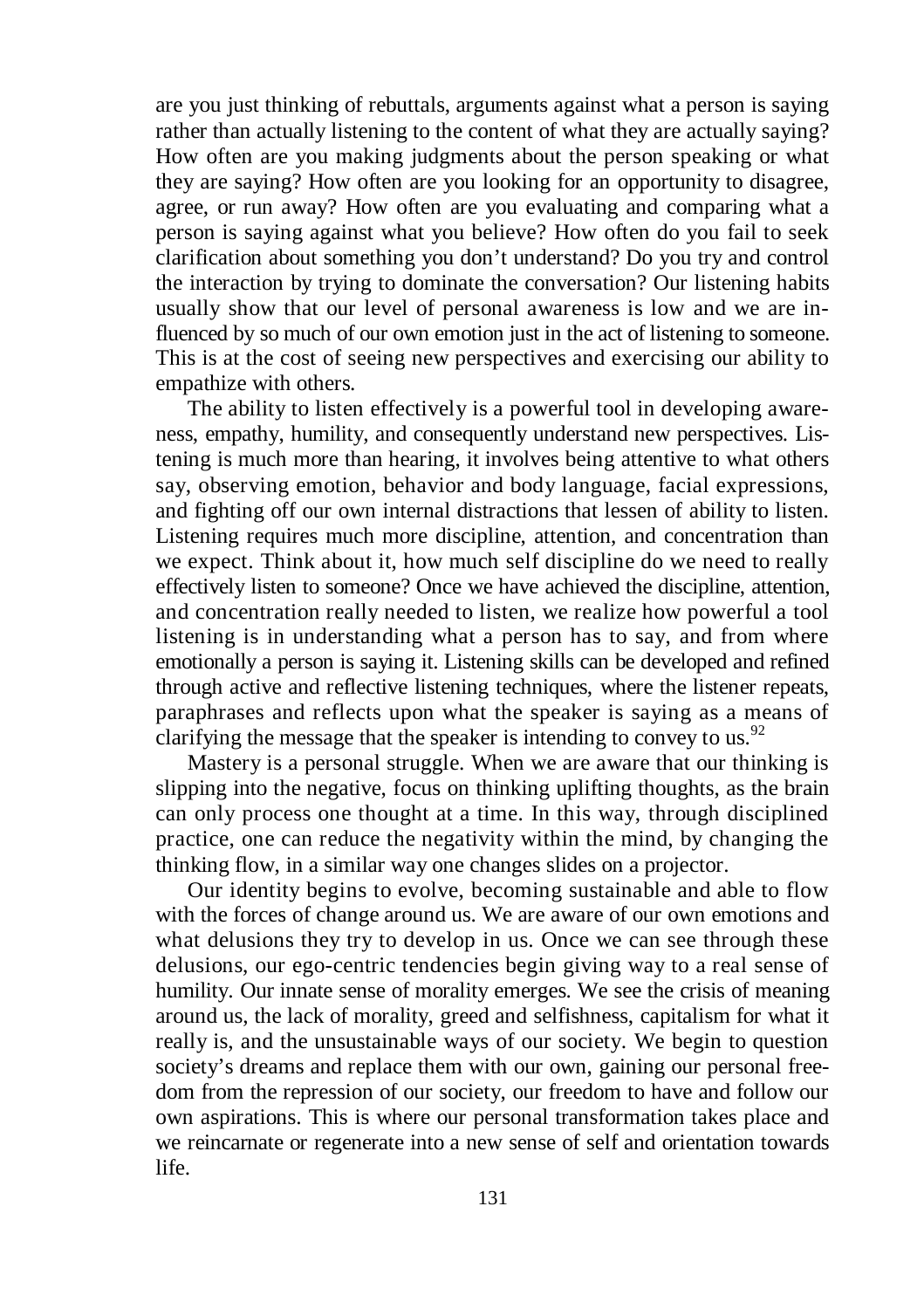are you just thinking of rebuttals, arguments against what a person is saying rather than actually listening to the content of what they are actually saying? How often are you making judgments about the person speaking or what they are saying? How often are you looking for an opportunity to disagree, agree, or run away? How often are you evaluating and comparing what a person is saying against what you believe? How often do you fail to seek clarification about something you don't understand? Do you try and control the interaction by trying to dominate the conversation? Our listening habits usually show that our level of personal awareness is low and we are influenced by so much of our own emotion just in the act of listening to someone. This is at the cost of seeing new perspectives and exercising our ability to empathize with others.

The ability to listen effectively is a powerful tool in developing awareness, empathy, humility, and consequently understand new perspectives. Listening is much more than hearing, it involves being attentive to what others say, observing emotion, behavior and body language, facial expressions, and fighting off our own internal distractions that lessen of ability to listen. Listening requires much more discipline, attention, and concentration than we expect. Think about it, how much self discipline do we need to really effectively listen to someone? Once we have achieved the discipline, attention, and concentration really needed to listen, we realize how powerful a tool listening is in understanding what a person has to say, and from where emotionally a person is saying it. Listening skills can be developed and refined through active and reflective listening techniques, where the listener repeats, paraphrases and reflects upon what the speaker is saying as a means of clarifying the message that the speaker is intending to convey to us.[92]

Mastery is a personal struggle. When we are aware that our thinking is slipping into the negative, focus on thinking uplifting thoughts, as the brain can only process one thought at a time. In this way, through disciplined practice, one can reduce the negativity within the mind, by changing the thinking flow, in a similar way one changes slides on a projector.

Our identity begins to evolve, becoming sustainable and able to flow with the forces of change around us. We are aware of our own emotions and what delusions they try to develop in us. Once we can see through these delusions, our ego-centric tendencies begin giving way to a real sense of humility. Our innate sense of morality emerges. We see the crisis of meaning around us, the lack of morality, greed and selfishness, capitalism for what it really is, and the unsustainable ways of our society. We begin to question society's dreams and replace them with our own, gaining our personal freedom from the repression of our society, our freedom to have and follow our own aspirations. This is where our personal transformation takes place and we reincarnate or regenerate into a new sense of self and orientation towards life.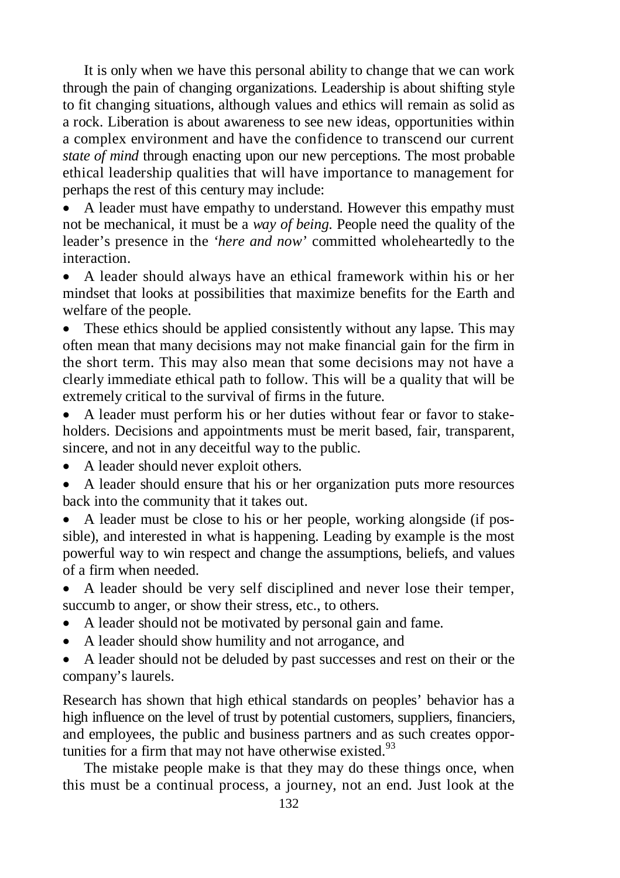It is only when we have this personal ability to change that we can work through the pain of changing organizations. Leadership is about shifting style to fit changing situations, although values and ethics will remain as solid as a rock. Liberation is about awareness to see new ideas, opportunities within a complex environment and have the confidence to transcend our current *state of mind* through enacting upon our new perceptions. The most probable ethical leadership qualities that will have importance to management for perhaps the rest of this century may include:

- A leader must have empathy to understand. However this empathy must not be mechanical, it must be a *way of being.* People need the quality of the leader's presence in the *'here and now'* committed wholeheartedly to the interaction.
- A leader should always have an ethical framework within his or her mindset that looks at possibilities that maximize benefits for the Earth and welfare of the people.
- These ethics should be applied consistently without any lapse. This may often mean that many decisions may not make financial gain for the firm in the short term. This may also mean that some decisions may not have a clearly immediate ethical path to follow. This will be a quality that will be extremely critical to the survival of firms in the future.
- A leader must perform his or her duties without fear or favor to stakeholders. Decisions and appointments must be merit based, fair, transparent, sincere, and not in any deceitful way to the public.
- A leader should never exploit others.
- A leader should ensure that his or her organization puts more resources back into the community that it takes out.
- A leader must be close to his or her people, working alongside (if possible), and interested in what is happening. Leading by example is the most powerful way to win respect and change the assumptions, beliefs, and values of a firm when needed.
- A leader should be very self disciplined and never lose their temper, succumb to anger, or show their stress, etc., to others.
- A leader should not be motivated by personal gain and fame.
- A leader should show humility and not arrogance, and
- A leader should not be deluded by past successes and rest on their or the company's laurels.

Research has shown that high ethical standards on peoples' behavior has a high influence on the level of trust by potential customers, suppliers, financiers, and employees, the public and business partners and as such creates opportunities for a firm that may not have otherwise existed.[93]

The mistake people make is that they may do these things once, when this must be a continual process, a journey, not an end. Just look at the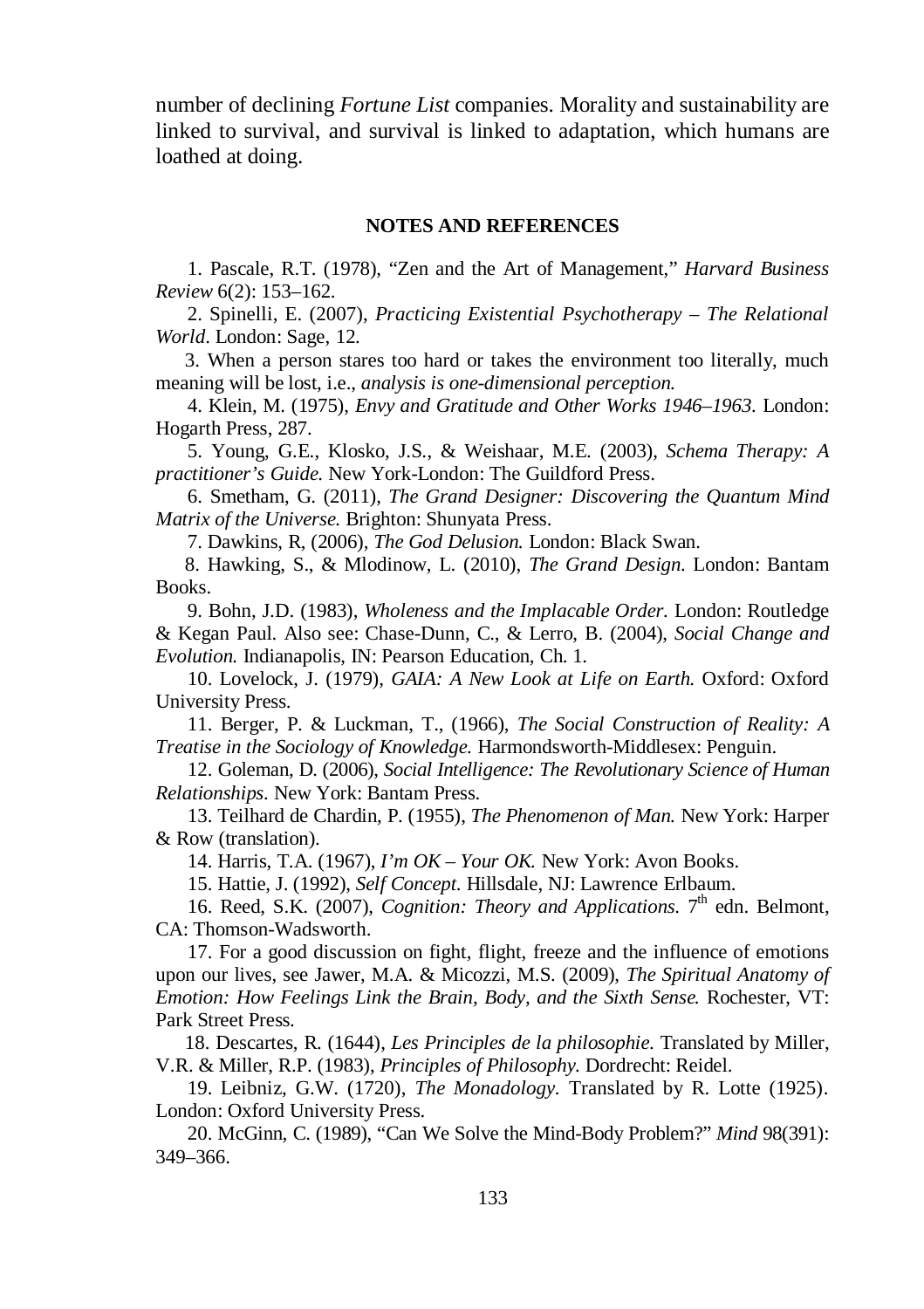number of declining *Fortune List* companies. Morality and sustainability are linked to survival, and survival is linked to adaptation, which humans are loathed at doing.

## NOTES AND REFERENCES

1. Pascale, R.T. (1978), "Zen and the Art of Management," *Harvard Business Review* 6(2): 153–162.

2. Spinelli, E. (2007), *Practicing Existential Psychotherapy – The Relational World*. London: Sage, 12.

3. When a person stares too hard or takes the environment too literally, much meaning will be lost, i.e., *analysis is one-dimensional perception.*

4. Klein, M. (1975), *Envy and Gratitude and Other Works 1946–1963.* London: Hogarth Press, 287.

5. Young, G.E., Klosko, J.S., & Weishaar, M.E. (2003), *Schema Therapy: A practitioner's Guide.* New York-London: The Guildford Press.

6. Smetham, G. (2011), *The Grand Designer: Discovering the Quantum Mind Matrix of the Universe.* Brighton: Shunyata Press.

7. Dawkins, R, (2006), *The God Delusion.* London: Black Swan.

8. Hawking, S., & Mlodinow, L. (2010), *The Grand Design.* London: Bantam Books.

9. Bohn, J.D. (1983), *Wholeness and the Implacable Order.* London: Routledge & Kegan Paul. Also see: Chase-Dunn, C., & Lerro, B. (2004), *Social Change and Evolution.* Indianapolis, IN: Pearson Education, Ch. 1.

10. Lovelock, J. (1979), *GAIA: A New Look at Life on Earth.* Oxford: Oxford University Press.

11. Berger, P. & Luckman, T., (1966), *The Social Construction of Reality: A Treatise in the Sociology of Knowledge.* Harmondsworth-Middlesex: Penguin.

12. Goleman, D. (2006), *Social Intelligence: The Revolutionary Science of Human Relationships.* New York: Bantam Press.

13. Teilhard de Chardin, P. (1955), *The Phenomenon of Man.* New York: Harper & Row (translation).

14. Harris, T.A. (1967), *I'm OK – Your OK.* New York: Avon Books.

15. Hattie, J. (1992), *Self Concept.* Hillsdale, NJ: Lawrence Erlbaum.

16. Reed, S.K. (2007), *Cognition: Theory and Applications.* 7th edn. Belmont, CA: Thomson-Wadsworth.

17. For a good discussion on fight, flight, freeze and the influence of emotions upon our lives, see Jawer, M.A. & Micozzi, M.S. (2009), *The Spiritual Anatomy of Emotion: How Feelings Link the Brain, Body, and the Sixth Sense.* Rochester, VT: Park Street Press.

18. Descartes, R. (1644), *Les Principles de la philosophie.* Translated by Miller, V.R. & Miller, R.P. (1983), *Principles of Philosophy.* Dordrecht: Reidel.

19. Leibniz, G.W. (1720), *The Monadology.* Translated by R. Lotte (1925). London: Oxford University Press.

20. McGinn, C. (1989), "Can We Solve the Mind-Body Problem?" *Mind* 98(391): 349–366.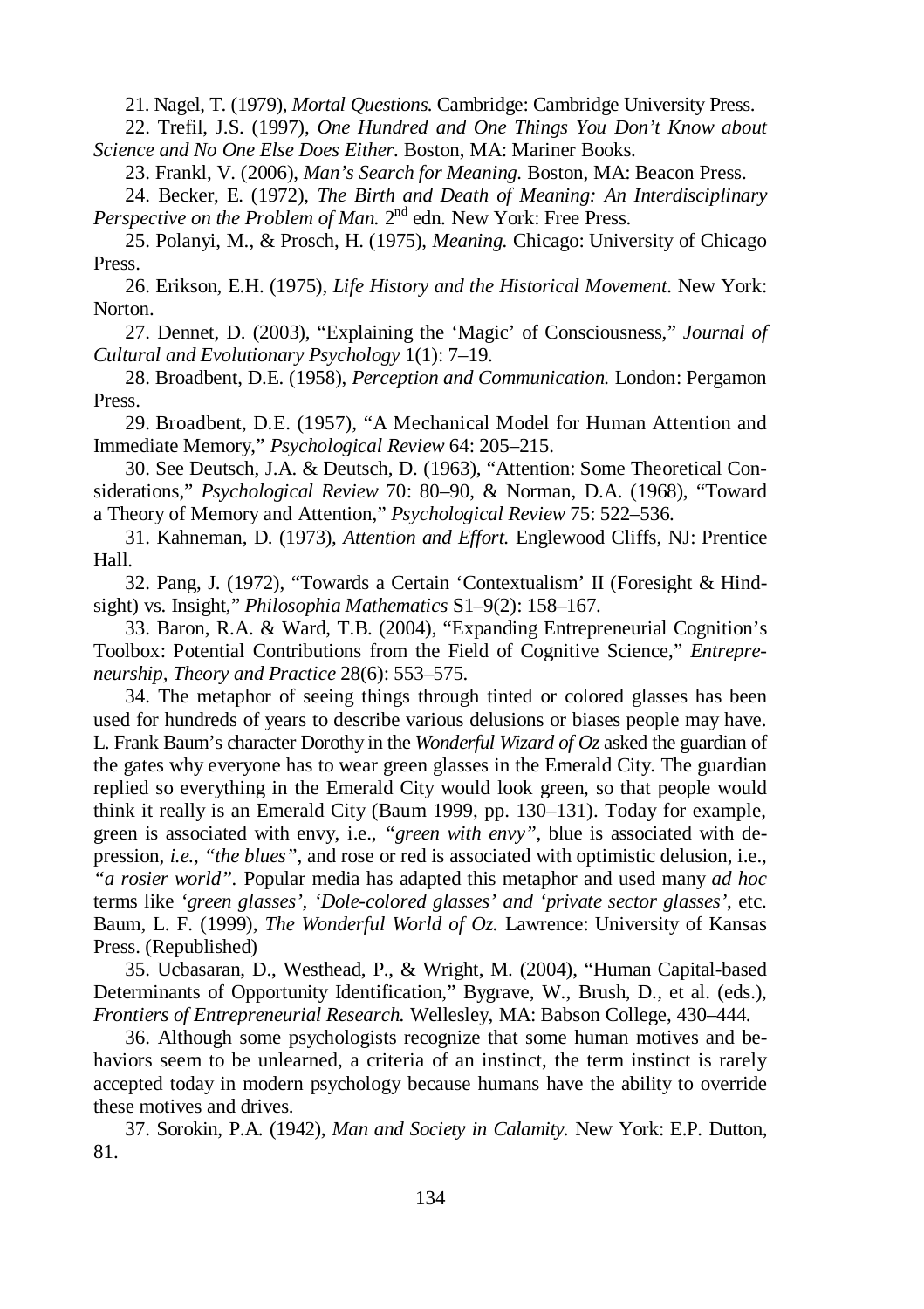21. Nagel, T. (1979), *Mortal Questions.* Cambridge: Cambridge University Press.

22. Trefil, J.S. (1997), *One Hundred and One Things You Don't Know about Science and No One Else Does Either.* Boston, MA: Mariner Books.

23. Frankl, V. (2006), *Man's Search for Meaning.* Boston, MA: Beacon Press.

24. Becker, E. (1972), *The Birth and Death of Meaning: An Interdisciplinary Perspective on the Problem of Man.* 2nd edn. New York: Free Press.

25. Polanyi, M., & Prosch, H. (1975), *Meaning.* Chicago: University of Chicago Press.

26. Erikson, E.H. (1975), *Life History and the Historical Movement.* New York: Norton.

27. Dennet, D. (2003), "Explaining the 'Magic' of Consciousness," *Journal of Cultural and Evolutionary Psychology* 1(1): 7–19.

28. Broadbent, D.E. (1958), *Perception and Communication.* London: Pergamon Press.

29. Broadbent, D.E. (1957), "A Mechanical Model for Human Attention and Immediate Memory," *Psychological Review* 64: 205–215.

30. See Deutsch, J.A. & Deutsch, D. (1963), "Attention: Some Theoretical Considerations," *Psychological Review* 70: 80–90, & Norman, D.A. (1968), "Toward a Theory of Memory and Attention," *Psychological Review* 75: 522–536.

31. Kahneman, D. (1973), *Attention and Effort.* Englewood Cliffs, NJ: Prentice Hall.

32. Pang, J. (1972), "Towards a Certain 'Contextualism' II (Foresight & Hindsight) vs. Insight," *Philosophia Mathematics* S1–9(2): 158–167.

33. Baron, R.A. & Ward, T.B. (2004), "Expanding Entrepreneurial Cognition's Toolbox: Potential Contributions from the Field of Cognitive Science," *Entrepreneurship, Theory and Practice* 28(6): 553–575.

34. The metaphor of seeing things through tinted or colored glasses has been used for hundreds of years to describe various delusions or biases people may have. L. Frank Baum's character Dorothy in the *Wonderful Wizard of Oz* asked the guardian of the gates why everyone has to wear green glasses in the Emerald City. The guardian replied so everything in the Emerald City would look green, so that people would think it really is an Emerald City (Baum 1999, pp. 130–131). Today for example, green is associated with envy, i.e., *"green with envy"*, blue is associated with depression, *i.e., "the blues"*, and rose or red is associated with optimistic delusion, i.e., *"a rosier world"*. Popular media has adapted this metaphor and used many *ad hoc* terms like *'green glasses', 'Dole-colored glasses' and 'private sector glasses'*, etc. Baum, L. F. (1999), *The Wonderful World of Oz.* Lawrence: University of Kansas Press. (Republished)

35. Ucbasaran, D., Westhead, P., & Wright, M. (2004), "Human Capital-based Determinants of Opportunity Identification," Bygrave, W., Brush, D., et al. (eds.), *Frontiers of Entrepreneurial Research.* Wellesley, MA: Babson College, 430–444.

36. Although some psychologists recognize that some human motives and behaviors seem to be unlearned, a criteria of an instinct, the term instinct is rarely accepted today in modern psychology because humans have the ability to override these motives and drives.

37. Sorokin, P.A. (1942), *Man and Society in Calamity.* New York: E.P. Dutton, 81.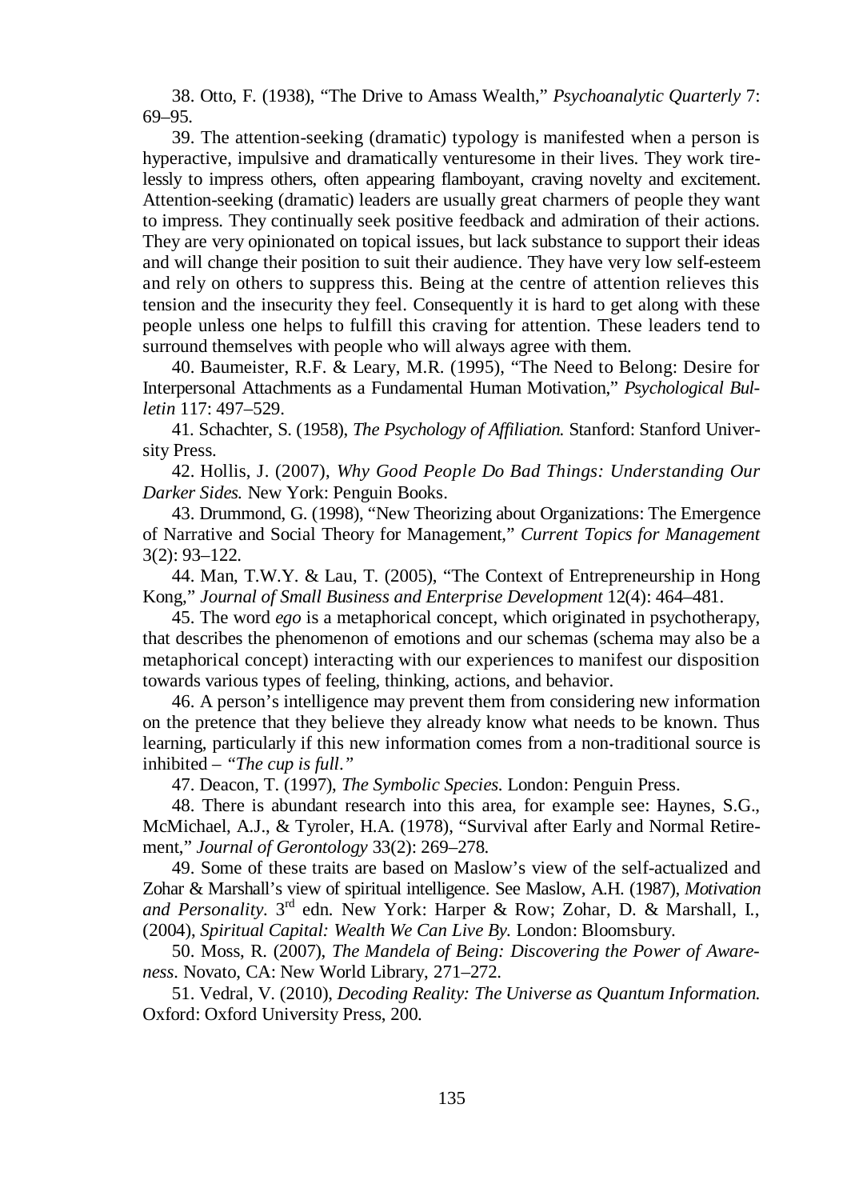38. Otto, F. (1938), "The Drive to Amass Wealth," *Psychoanalytic Quarterly* 7: 69–95.

39. The attention-seeking (dramatic) typology is manifested when a person is hyperactive, impulsive and dramatically venturesome in their lives. They work tirelessly to impress others, often appearing flamboyant, craving novelty and excitement. Attention-seeking (dramatic) leaders are usually great charmers of people they want to impress. They continually seek positive feedback and admiration of their actions. They are very opinionated on topical issues, but lack substance to support their ideas and will change their position to suit their audience. They have very low self-esteem and rely on others to suppress this. Being at the centre of attention relieves this tension and the insecurity they feel. Consequently it is hard to get along with these people unless one helps to fulfill this craving for attention. These leaders tend to surround themselves with people who will always agree with them.

40. Baumeister, R.F. & Leary, M.R. (1995), "The Need to Belong: Desire for Interpersonal Attachments as a Fundamental Human Motivation," *Psychological Bulletin* 117: 497–529.

41. Schachter, S. (1958), *The Psychology of Affiliation.* Stanford: Stanford University Press.

42. Hollis, J. (2007), *Why Good People Do Bad Things: Understanding Our Darker Sides.* New York: Penguin Books.

43. Drummond, G. (1998), "New Theorizing about Organizations: The Emergence of Narrative and Social Theory for Management," *Current Topics for Management* 3(2): 93–122.

44. Man, T.W.Y. & Lau, T. (2005), "The Context of Entrepreneurship in Hong Kong," *Journal of Small Business and Enterprise Development* 12(4): 464–481.

45. The word *ego* is a metaphorical concept, which originated in psychotherapy, that describes the phenomenon of emotions and our schemas (schema may also be a metaphorical concept) interacting with our experiences to manifest our disposition towards various types of feeling, thinking, actions, and behavior.

46. A person's intelligence may prevent them from considering new information on the pretence that they believe they already know what needs to be known. Thus learning, particularly if this new information comes from a non-traditional source is inhibited – *"The cup is full."*

47. Deacon, T. (1997), *The Symbolic Species.* London: Penguin Press.

48. There is abundant research into this area, for example see: Haynes, S.G., McMichael, A.J., & Tyroler, H.A. (1978), "Survival after Early and Normal Retirement," *Journal of Gerontology* 33(2): 269–278.

49. Some of these traits are based on Maslow's view of the self-actualized and Zohar & Marshall's view of spiritual intelligence. See Maslow, A.H. (1987), *Motivation and Personality*. 3rd edn. New York: Harper & Row; Zohar, D. & Marshall, I., (2004), *Spiritual Capital: Wealth We Can Live By.* London: Bloomsbury.

50. Moss, R. (2007), *The Mandela of Being: Discovering the Power of Awareness*. Novato, CA: New World Library, 271–272.

51. Vedral, V. (2010), *Decoding Reality: The Universe as Quantum Information.* Oxford: Oxford University Press, 200.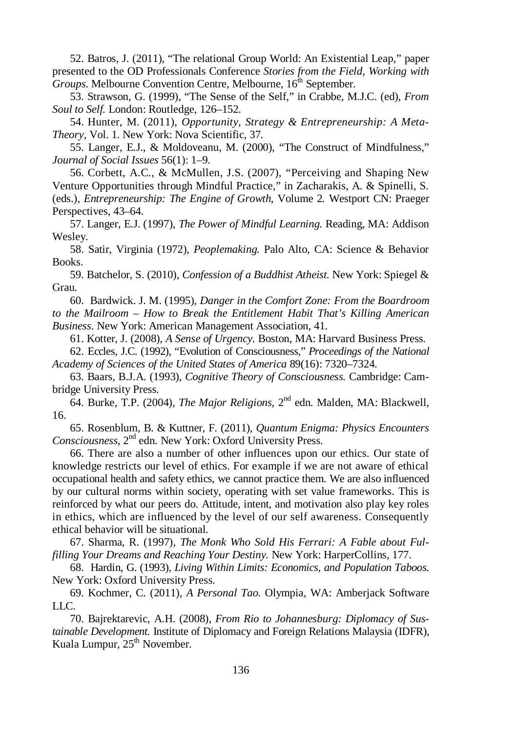52. Batros, J. (2011), "The relational Group World: An Existential Leap," paper presented to the OD Professionals Conference *Stories from the Field, Working with Groups*. Melbourne Convention Centre, Melbourne, 16th September.

53. Strawson, G. (1999), "The Sense of the Self," in Crabbe, M.J.C. (ed), *From Soul to Self.* London: Routledge, 126–152.

54. Hunter, M. (2011), *Opportunity, Strategy & Entrepreneurship: A Meta-Theory*, Vol. 1. New York: Nova Scientific, 37.

55. Langer, E.J., & Moldoveanu, M. (2000), "The Construct of Mindfulness," *Journal of Social Issues* 56(1): 1–9.

56. Corbett, A.C., & McMullen, J.S. (2007), "Perceiving and Shaping New Venture Opportunities through Mindful Practice," in Zacharakis, A. & Spinelli, S. (eds.), *Entrepreneurship: The Engine of Growth*, Volume 2. Westport CN: Praeger Perspectives, 43–64.

57. Langer, E.J. (1997), *The Power of Mindful Learning.* Reading, MA: Addison Wesley.

58. Satir, Virginia (1972), *Peoplemaking.* Palo Alto, CA: Science & Behavior Books.

59. Batchelor, S. (2010), *Confession of a Buddhist Atheist.* New York: Spiegel & Grau.

60. Bardwick. J. M. (1995), *Danger in the Comfort Zone: From the Boardroom to the Mailroom – How to Break the Entitlement Habit That's Killing American Business*. New York: American Management Association, 41.

61. Kotter, J. (2008), *A Sense of Urgency.* Boston, MA: Harvard Business Press.

62. Eccles, J.C. (1992), "Evolution of Consciousness," *Proceedings of the National Academy of Sciences of the United States of America* 89(16): 7320–7324.

63. Baars, B.J.A. (1993), *Cognitive Theory of Consciousness.* Cambridge: Cambridge University Press.

64. Burke, T.P. (2004), *The Major Religions*, 2nd edn. Malden, MA: Blackwell, 16.

65. Rosenblum, B. & Kuttner, F. (2011), *Quantum Enigma: Physics Encounters Consciousness*, 2nd edn. New York: Oxford University Press.

66. There are also a number of other influences upon our ethics. Our state of knowledge restricts our level of ethics. For example if we are not aware of ethical occupational health and safety ethics, we cannot practice them. We are also influenced by our cultural norms within society, operating with set value frameworks. This is reinforced by what our peers do. Attitude, intent, and motivation also play key roles in ethics, which are influenced by the level of our self awareness. Consequently ethical behavior will be situational.

67. Sharma, R. (1997), *The Monk Who Sold His Ferrari: A Fable about Fulfilling Your Dreams and Reaching Your Destiny.* New York: HarperCollins, 177.

68. Hardin, G. (1993), *Living Within Limits: Economics, and Population Taboos.* New York: Oxford University Press.

69. Kochmer, C. (2011), *A Personal Tao.* Olympia, WA: Amberjack Software LLC.

70. Bajrektarevic, A.H. (2008), *From Rio to Johannesburg: Diplomacy of Sustainable Development.* Institute of Diplomacy and Foreign Relations Malaysia (IDFR), Kuala Lumpur, 25th November.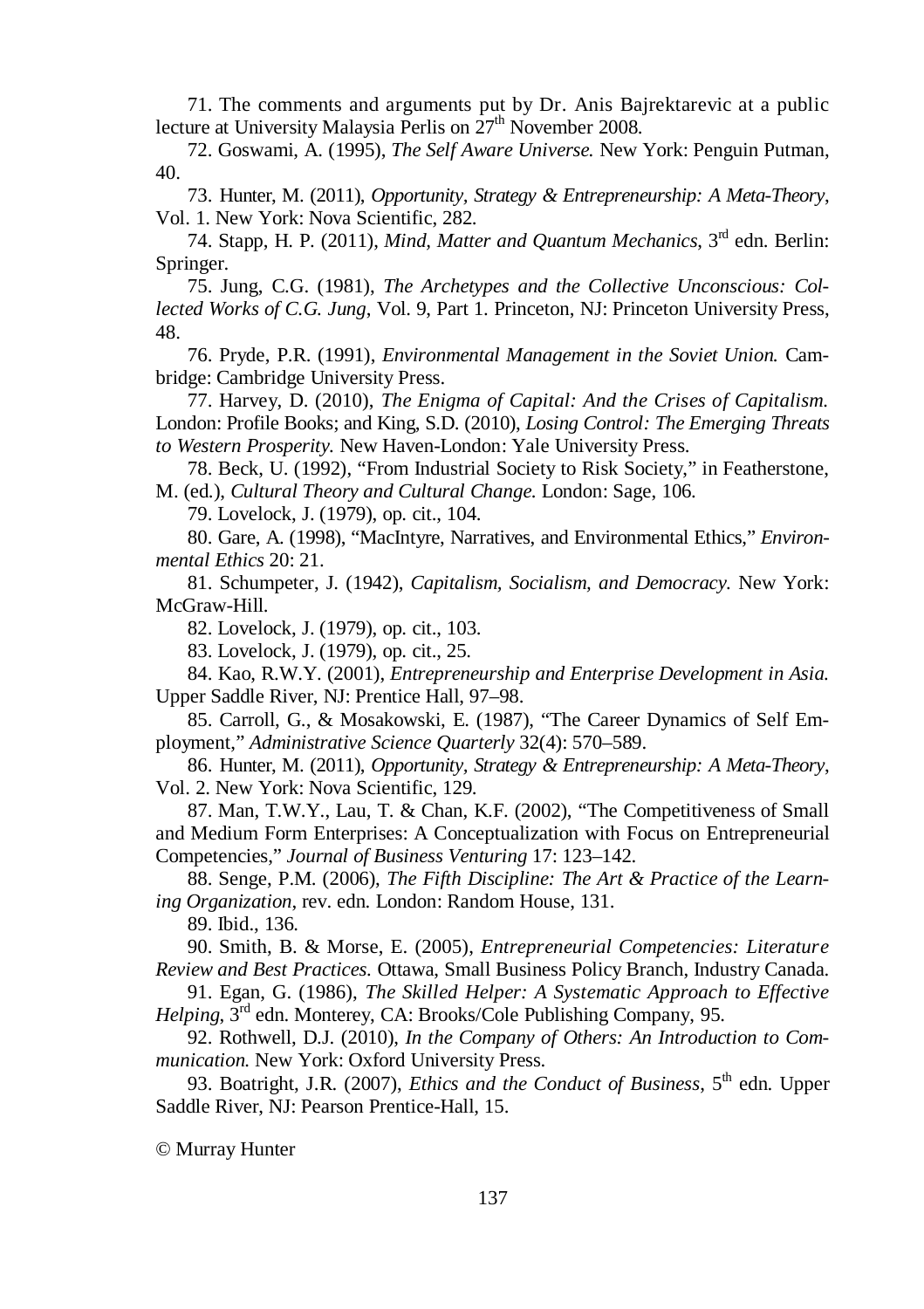71. The comments and arguments put by Dr. Anis Bajrektarevic at a public lecture at University Malaysia Perlis on 27th November 2008.

72. Goswami, A. (1995), *The Self Aware Universe.* New York: Penguin Putman, 40.

73. Hunter, M. (2011), *Opportunity, Strategy & Entrepreneurship: A Meta-Theory*, Vol. 1. New York: Nova Scientific, 282.

74. Stapp, H. P. (2011), *Mind, Matter and Quantum Mechanics*, 3rd edn. Berlin: Springer.

75. Jung, C.G. (1981), *The Archetypes and the Collective Unconscious: Collected Works of C.G. Jung*, Vol. 9, Part 1. Princeton, NJ: Princeton University Press, 48.

76. Pryde, P.R. (1991), *Environmental Management in the Soviet Union.* Cambridge: Cambridge University Press.

77. Harvey, D. (2010), *The Enigma of Capital: And the Crises of Capitalism.* London: Profile Books; and King, S.D. (2010), *Losing Control: The Emerging Threats to Western Prosperity.* New Haven-London: Yale University Press.

78. Beck, U. (1992), "From Industrial Society to Risk Society," in Featherstone, M. (ed.), *Cultural Theory and Cultural Change.* London: Sage, 106.

79. Lovelock, J. (1979), op. cit., 104.

80. Gare, A. (1998), "MacIntyre, Narratives, and Environmental Ethics," *Environmental Ethics* 20: 21.

81. Schumpeter, J. (1942), *Capitalism, Socialism, and Democracy.* New York: McGraw-Hill.

82. Lovelock, J. (1979), op. cit., 103.

83. Lovelock, J. (1979), op. cit., 25.

84. Kao, R.W.Y. (2001), *Entrepreneurship and Enterprise Development in Asia.* Upper Saddle River, NJ: Prentice Hall, 97–98.

85. Carroll, G., & Mosakowski, E. (1987), "The Career Dynamics of Self Employment," *Administrative Science Quarterly* 32(4): 570–589.

86. Hunter, M. (2011), *Opportunity, Strategy & Entrepreneurship: A Meta-Theory*, Vol. 2. New York: Nova Scientific, 129.

87. Man, T.W.Y., Lau, T. & Chan, K.F. (2002), "The Competitiveness of Small and Medium Form Enterprises: A Conceptualization with Focus on Entrepreneurial Competencies," *Journal of Business Venturing* 17: 123–142.

88. Senge, P.M. (2006), *The Fifth Discipline: The Art & Practice of the Learning Organization*, rev. edn. London: Random House, 131.

89. Ibid., 136.

90. Smith, B. & Morse, E. (2005), *Entrepreneurial Competencies: Literature Review and Best Practices.* Ottawa, Small Business Policy Branch, Industry Canada.

91. Egan, G. (1986), *The Skilled Helper: A Systematic Approach to Effective Helping*, 3rd edn. Monterey, CA: Brooks/Cole Publishing Company, 95.

92. Rothwell, D.J. (2010), *In the Company of Others: An Introduction to Communication.* New York: Oxford University Press.

93. Boatright, J.R. (2007), *Ethics and the Conduct of Business*, 5th edn. Upper Saddle River, NJ: Pearson Prentice-Hall, 15.

© Murray Hunter